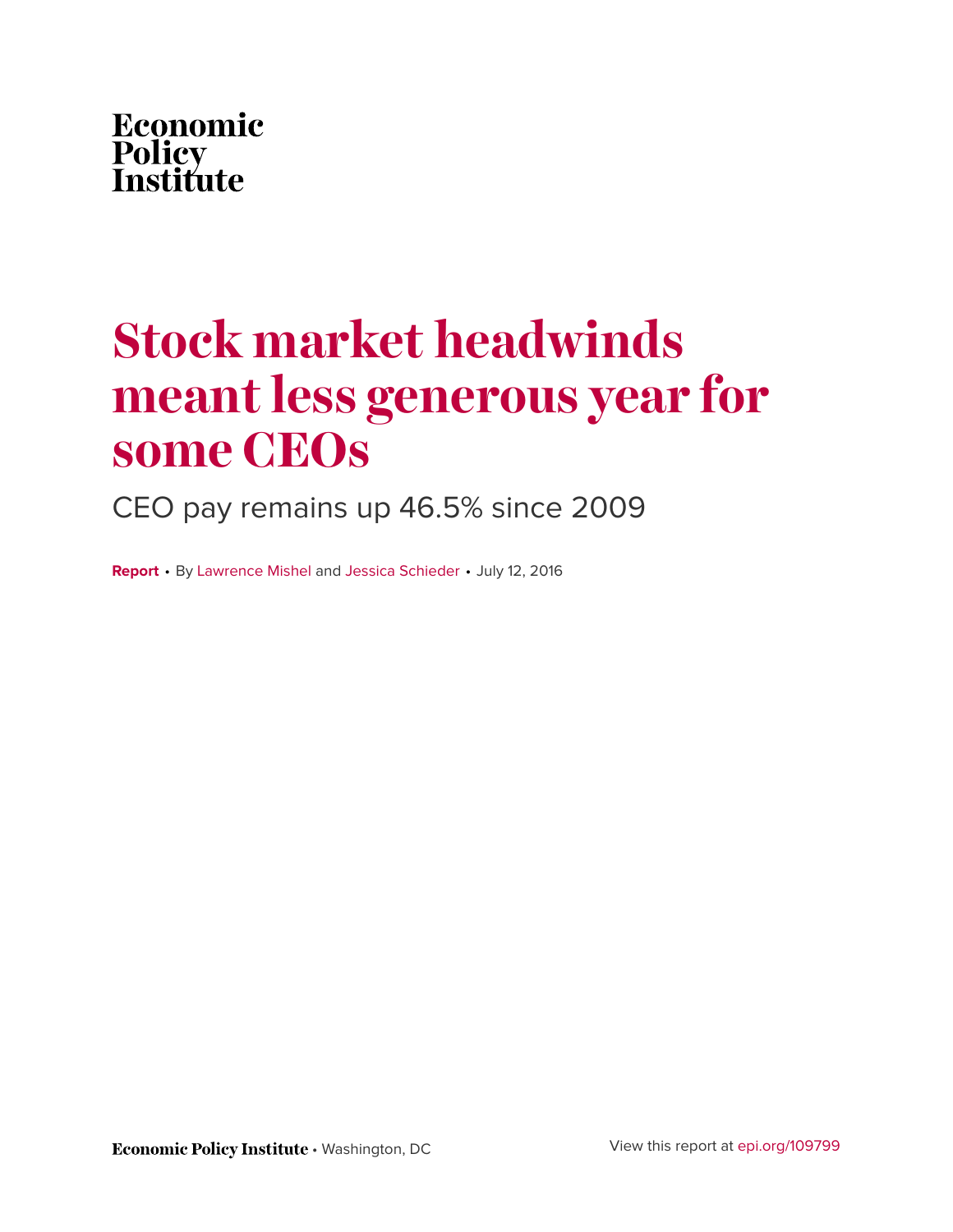Economic
Policy
Institute

# Stock market headwinds meant less generous year for some CEOs

## CEO pay remains up 46.5% since 2009

**Report** • By Lawrence Mishel and Jessica Schieder • July 12, 2016

**Economic Policy Institute** • Washington, DC

View this report at epi.org/109799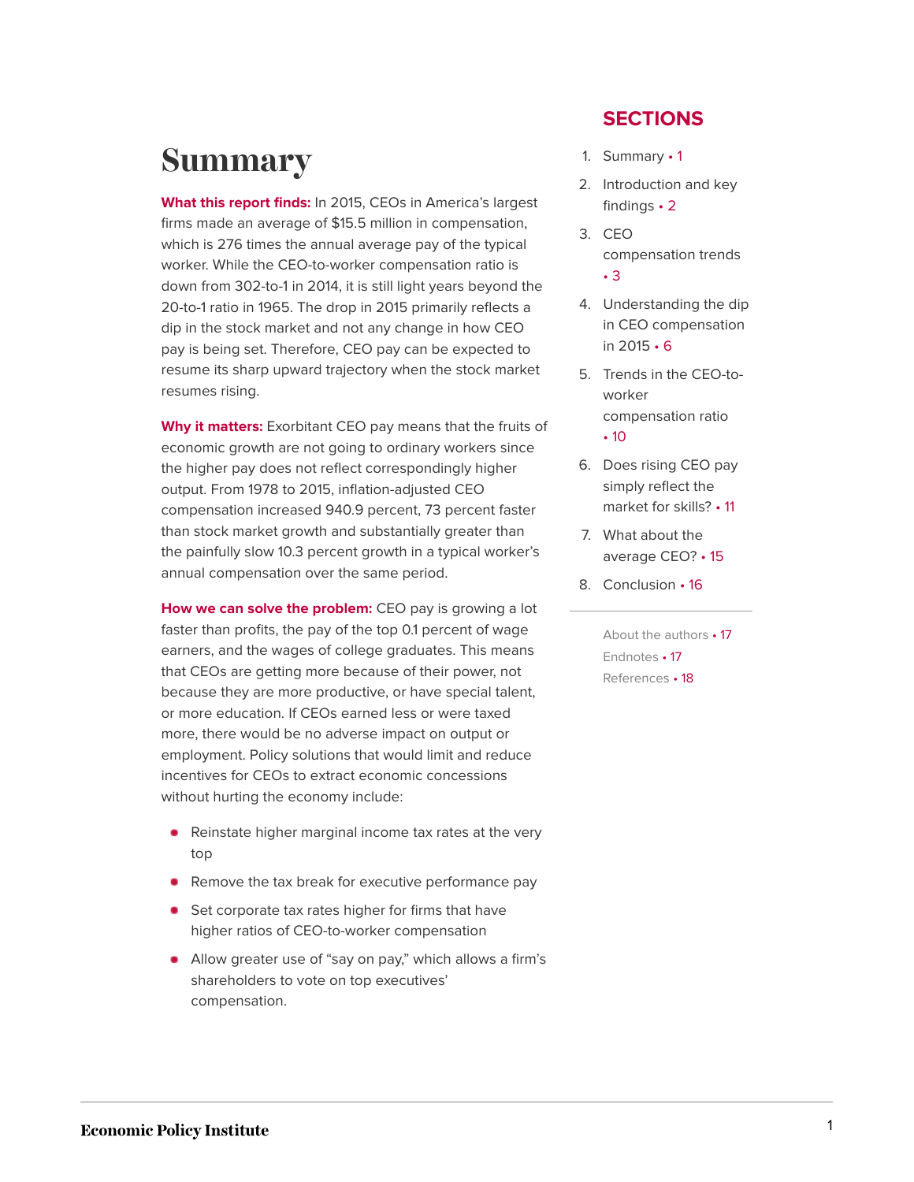# Summary

**What this report finds:** In 2015, CEOs in America's largest firms made an average of $15.5 million in compensation, which is 276 times the annual average pay of the typical worker. While the CEO-to-worker compensation ratio is down from 302-to-1 in 2014, it is still light years beyond the 20-to-1 ratio in 1965. The drop in 2015 primarily reflects a dip in the stock market and not any change in how CEO pay is being set. Therefore, CEO pay can be expected to resume its sharp upward trajectory when the stock market resumes rising.

**Why it matters:** Exorbitant CEO pay means that the fruits of economic growth are not going to ordinary workers since the higher pay does not reflect correspondingly higher output. From 1978 to 2015, inflation-adjusted CEO compensation increased 940.9 percent, 73 percent faster than stock market growth and substantially greater than the painfully slow 10.3 percent growth in a typical worker's annual compensation over the same period.

**How we can solve the problem:** CEO pay is growing a lot faster than profits, the pay of the top 0.1 percent of wage earners, and the wages of college graduates. This means that CEOs are getting more because of their power, not because they are more productive, or have special talent, or more education. If CEOs earned less or were taxed more, there would be no adverse impact on output or employment. Policy solutions that would limit and reduce incentives for CEOs to extract economic concessions without hurting the economy include:

- Reinstate higher marginal income tax rates at the very top
- Remove the tax break for executive performance pay
- Set corporate tax rates higher for firms that have higher ratios of CEO-to-worker compensation
- Allow greater use of "say on pay," which allows a firm's shareholders to vote on top executives' compensation.

## SECTIONS

1. Summary • 1
2. Introduction and key findings • 2
3. CEO compensation trends • 3
4. Understanding the dip in CEO compensation in 2015 • 6
5. Trends in the CEO-to-worker compensation ratio • 10
6. Does rising CEO pay simply reflect the market for skills? • 11
7. What about the average CEO? • 15
8. Conclusion • 16

About the authors • 17
Endnotes • 17
References • 18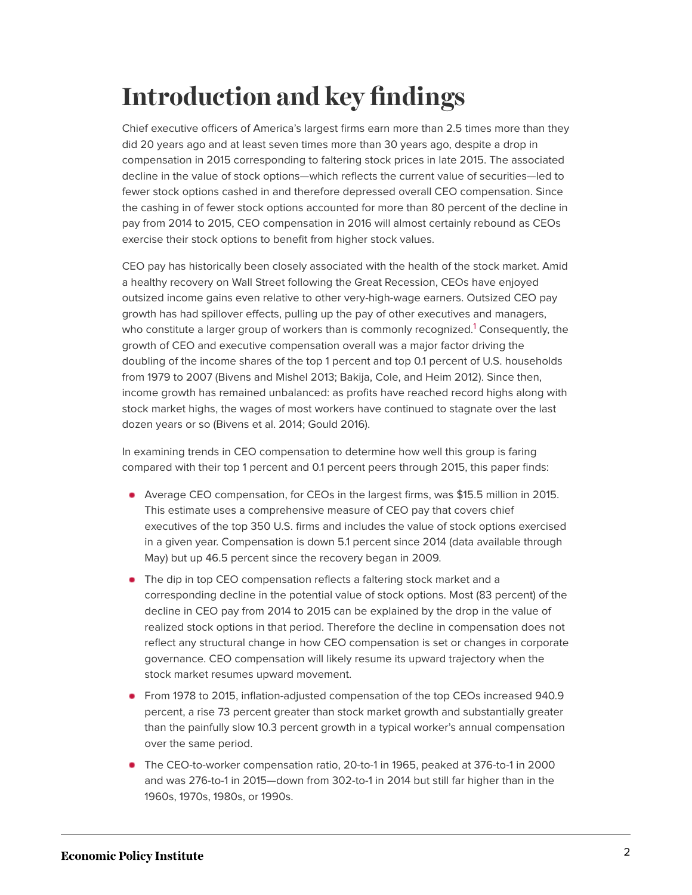# Introduction and key findings

Chief executive officers of America's largest firms earn more than 2.5 times more than they did 20 years ago and at least seven times more than 30 years ago, despite a drop in compensation in 2015 corresponding to faltering stock prices in late 2015. The associated decline in the value of stock options—which reflects the current value of securities—led to fewer stock options cashed in and therefore depressed overall CEO compensation. Since the cashing in of fewer stock options accounted for more than 80 percent of the decline in pay from 2014 to 2015, CEO compensation in 2016 will almost certainly rebound as CEOs exercise their stock options to benefit from higher stock values.

CEO pay has historically been closely associated with the health of the stock market. Amid a healthy recovery on Wall Street following the Great Recession, CEOs have enjoyed outsized income gains even relative to other very-high-wage earners. Outsized CEO pay growth has had spillover effects, pulling up the pay of other executives and managers, who constitute a larger group of workers than is commonly recognized.[1] Consequently, the growth of CEO and executive compensation overall was a major factor driving the doubling of the income shares of the top 1 percent and top 0.1 percent of U.S. households from 1979 to 2007 (Bivens and Mishel 2013; Bakija, Cole, and Heim 2012). Since then, income growth has remained unbalanced: as profits have reached record highs along with stock market highs, the wages of most workers have continued to stagnate over the last dozen years or so (Bivens et al. 2014; Gould 2016).

In examining trends in CEO compensation to determine how well this group is faring compared with their top 1 percent and 0.1 percent peers through 2015, this paper finds:

- Average CEO compensation, for CEOs in the largest firms, was $15.5 million in 2015. This estimate uses a comprehensive measure of CEO pay that covers chief executives of the top 350 U.S. firms and includes the value of stock options exercised in a given year. Compensation is down 5.1 percent since 2014 (data available through May) but up 46.5 percent since the recovery began in 2009.
- The dip in top CEO compensation reflects a faltering stock market and a corresponding decline in the potential value of stock options. Most (83 percent) of the decline in CEO pay from 2014 to 2015 can be explained by the drop in the value of realized stock options in that period. Therefore the decline in compensation does not reflect any structural change in how CEO compensation is set or changes in corporate governance. CEO compensation will likely resume its upward trajectory when the stock market resumes upward movement.
- From 1978 to 2015, inflation-adjusted compensation of the top CEOs increased 940.9 percent, a rise 73 percent greater than stock market growth and substantially greater than the painfully slow 10.3 percent growth in a typical worker's annual compensation over the same period.
- The CEO-to-worker compensation ratio, 20-to-1 in 1965, peaked at 376-to-1 in 2000 and was 276-to-1 in 2015—down from 302-to-1 in 2014 but still far higher than in the 1960s, 1970s, 1980s, or 1990s.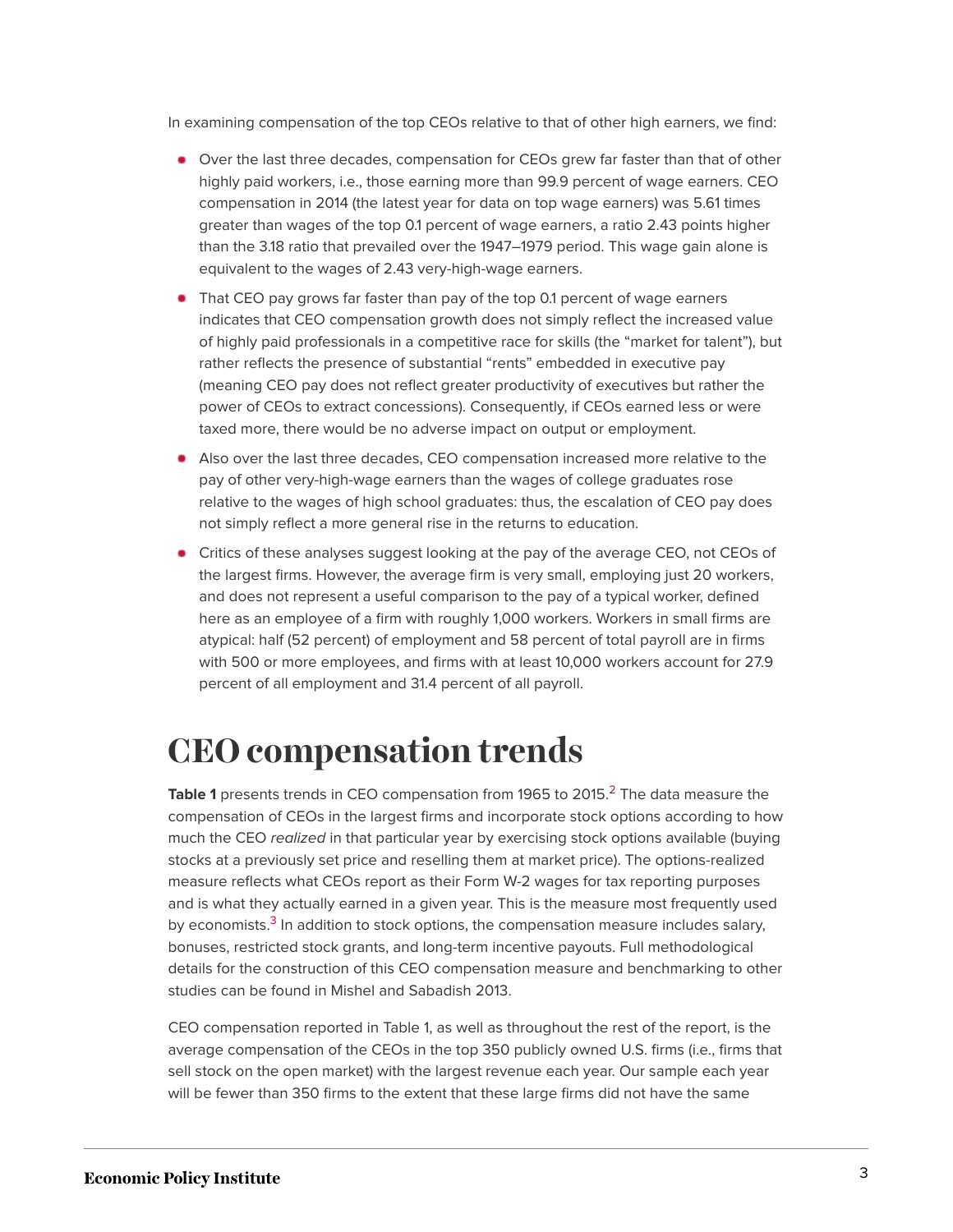In examining compensation of the top CEOs relative to that of other high earners, we find:

- Over the last three decades, compensation for CEOs grew far faster than that of other highly paid workers, i.e., those earning more than 99.9 percent of wage earners. CEO compensation in 2014 (the latest year for data on top wage earners) was 5.61 times greater than wages of the top 0.1 percent of wage earners, a ratio 2.43 points higher than the 3.18 ratio that prevailed over the 1947–1979 period. This wage gain alone is equivalent to the wages of 2.43 very-high-wage earners.
- That CEO pay grows far faster than pay of the top 0.1 percent of wage earners indicates that CEO compensation growth does not simply reflect the increased value of highly paid professionals in a competitive race for skills (the "market for talent"), but rather reflects the presence of substantial "rents" embedded in executive pay (meaning CEO pay does not reflect greater productivity of executives but rather the power of CEOs to extract concessions). Consequently, if CEOs earned less or were taxed more, there would be no adverse impact on output or employment.
- Also over the last three decades, CEO compensation increased more relative to the pay of other very-high-wage earners than the wages of college graduates rose relative to the wages of high school graduates: thus, the escalation of CEO pay does not simply reflect a more general rise in the returns to education.
- Critics of these analyses suggest looking at the pay of the average CEO, not CEOs of the largest firms. However, the average firm is very small, employing just 20 workers, and does not represent a useful comparison to the pay of a typical worker, defined here as an employee of a firm with roughly 1,000 workers. Workers in small firms are atypical: half (52 percent) of employment and 58 percent of total payroll are in firms with 500 or more employees, and firms with at least 10,000 workers account for 27.9 percent of all employment and 31.4 percent of all payroll.

# CEO compensation trends

**Table 1** presents trends in CEO compensation from 1965 to 2015.[2] The data measure the compensation of CEOs in the largest firms and incorporate stock options according to how much the CEO *realized* in that particular year by exercising stock options available (buying stocks at a previously set price and reselling them at market price). The options-realized measure reflects what CEOs report as their Form W-2 wages for tax reporting purposes and is what they actually earned in a given year. This is the measure most frequently used by economists.[3] In addition to stock options, the compensation measure includes salary, bonuses, restricted stock grants, and long-term incentive payouts. Full methodological details for the construction of this CEO compensation measure and benchmarking to other studies can be found in Mishel and Sabadish 2013.

CEO compensation reported in Table 1, as well as throughout the rest of the report, is the average compensation of the CEOs in the top 350 publicly owned U.S. firms (i.e., firms that sell stock on the open market) with the largest revenue each year. Our sample each year will be fewer than 350 firms to the extent that these large firms did not have the same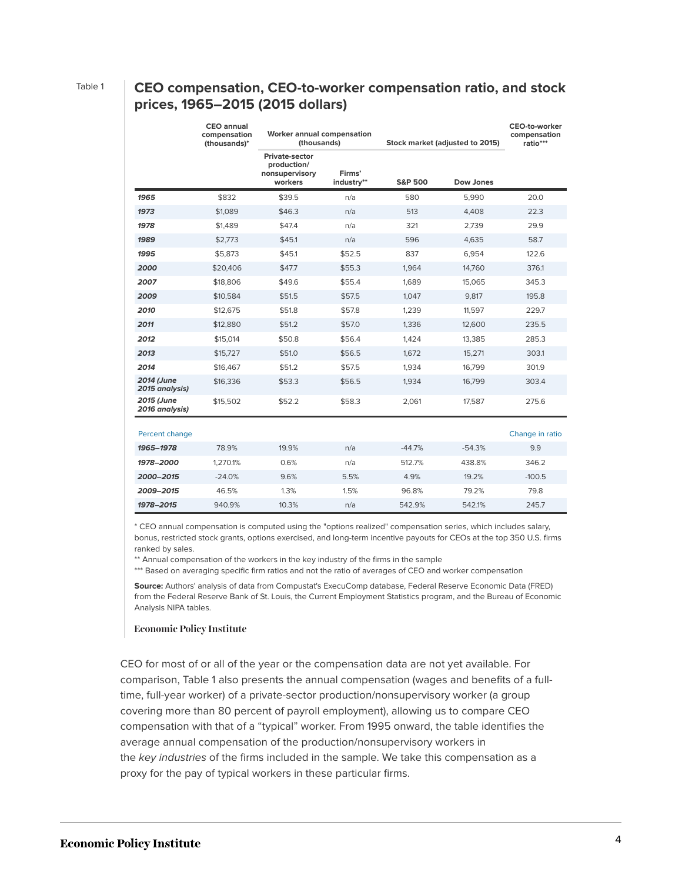Table 1

## CEO compensation, CEO-to-worker compensation ratio, and stock prices, 1965–2015 (2015 dollars)

| | CEO annual compensation (thousands)* | Worker annual compensation (thousands) | | Stock market (adjusted to 2015) | | CEO-to-worker compensation ratio*** |
|---|---|---|---|---|---|---|
| | | Private-sector production/ nonsupervisory workers | Firms' industry** | S&P 500 | Dow Jones | |
| ***1965*** | $832 | $39.5 | n/a | 580 | 5,990 | 20.0 |
| ***1973*** | $1,089 | $46.3 | n/a | 513 | 4,408 | 22.3 |
| ***1978*** | $1,489 | $47.4 | n/a | 321 | 2,739 | 29.9 |
| ***1989*** | $2,773 | $45.1 | n/a | 596 | 4,635 | 58.7 |
| ***1995*** | $5,873 | $45.1 | $52.5 | 837 | 6,954 | 122.6 |
| ***2000*** | $20,406 | $47.7 | $55.3 | 1,964 | 14,760 | 376.1 |
| ***2007*** | $18,806 | $49.6 | $55.4 | 1,689 | 15,065 | 345.3 |
| ***2009*** | $10,584 | $51.5 | $57.5 | 1,047 | 9,817 | 195.8 |
| ***2010*** | $12,675 | $51.8 | $57.8 | 1,239 | 11,597 | 229.7 |
| ***2011*** | $12,880 | $51.2 | $57.0 | 1,336 | 12,600 | 235.5 |
| ***2012*** | $15,014 | $50.8 | $56.4 | 1,424 | 13,385 | 285.3 |
| ***2013*** | $15,727 | $51.0 | $56.5 | 1,672 | 15,271 | 303.1 |
| ***2014*** | $16,467 | $51.2 | $57.5 | 1,934 | 16,799 | 301.9 |
| ***2014 (June 2015 analysis)*** | $16,336 | $53.3 | $56.5 | 1,934 | 16,799 | 303.4 |
| ***2015 (June 2016 analysis)*** | $15,502 | $52.2 | $58.3 | 2,061 | 17,587 | 275.6 |
| Percent change | | | | | | Change in ratio |
| ***1965–1978*** | 78.9% | 19.9% | n/a | -44.7% | -54.3% | 9.9 |
| ***1978–2000*** | 1,270.1% | 0.6% | n/a | 512.7% | 438.8% | 346.2 |
| ***2000–2015*** | -24.0% | 9.6% | 5.5% | 4.9% | 19.2% | -100.5 |
| ***2009–2015*** | 46.5% | 1.3% | 1.5% | 96.8% | 79.2% | 79.8 |
| ***1978–2015*** | 940.9% | 10.3% | n/a | 542.9% | 542.1% | 245.7 |

* CEO annual compensation is computed using the "options realized" compensation series, which includes salary, bonus, restricted stock grants, options exercised, and long-term incentive payouts for CEOs at the top 350 U.S. firms ranked by sales.

** Annual compensation of the workers in the key industry of the firms in the sample

*** Based on averaging specific firm ratios and not the ratio of averages of CEO and worker compensation

**Source:** Authors' analysis of data from Compustat's ExecuComp database, Federal Reserve Economic Data (FRED) from the Federal Reserve Bank of St. Louis, the Current Employment Statistics program, and the Bureau of Economic Analysis NIPA tables.

**Economic Policy Institute**

CEO for most of or all of the year or the compensation data are not yet available. For comparison, Table 1 also presents the annual compensation (wages and benefits of a full-time, full-year worker) of a private-sector production/nonsupervisory worker (a group covering more than 80 percent of payroll employment), allowing us to compare CEO compensation with that of a "typical" worker. From 1995 onward, the table identifies the average annual compensation of the production/nonsupervisory workers in the *key industries* of the firms included in the sample. We take this compensation as a proxy for the pay of typical workers in these particular firms.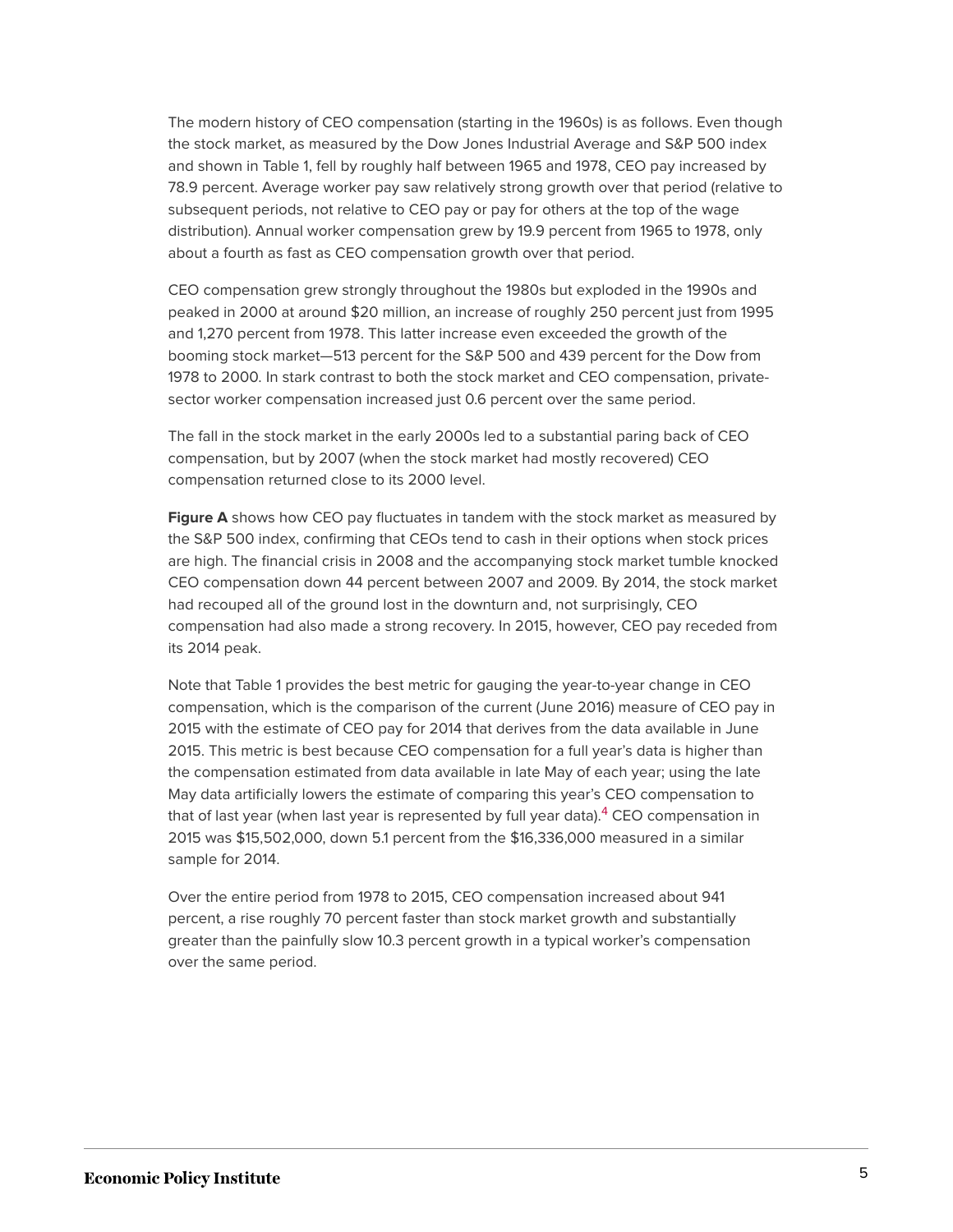The modern history of CEO compensation (starting in the 1960s) is as follows. Even though the stock market, as measured by the Dow Jones Industrial Average and S&P 500 index and shown in Table 1, fell by roughly half between 1965 and 1978, CEO pay increased by 78.9 percent. Average worker pay saw relatively strong growth over that period (relative to subsequent periods, not relative to CEO pay or pay for others at the top of the wage distribution). Annual worker compensation grew by 19.9 percent from 1965 to 1978, only about a fourth as fast as CEO compensation growth over that period.

CEO compensation grew strongly throughout the 1980s but exploded in the 1990s and peaked in 2000 at around $20 million, an increase of roughly 250 percent just from 1995 and 1,270 percent from 1978. This latter increase even exceeded the growth of the booming stock market—513 percent for the S&P 500 and 439 percent for the Dow from 1978 to 2000. In stark contrast to both the stock market and CEO compensation, private-sector worker compensation increased just 0.6 percent over the same period.

The fall in the stock market in the early 2000s led to a substantial paring back of CEO compensation, but by 2007 (when the stock market had mostly recovered) CEO compensation returned close to its 2000 level.

**Figure A** shows how CEO pay fluctuates in tandem with the stock market as measured by the S&P 500 index, confirming that CEOs tend to cash in their options when stock prices are high. The financial crisis in 2008 and the accompanying stock market tumble knocked CEO compensation down 44 percent between 2007 and 2009. By 2014, the stock market had recouped all of the ground lost in the downturn and, not surprisingly, CEO compensation had also made a strong recovery. In 2015, however, CEO pay receded from its 2014 peak.

Note that Table 1 provides the best metric for gauging the year-to-year change in CEO compensation, which is the comparison of the current (June 2016) measure of CEO pay in 2015 with the estimate of CEO pay for 2014 that derives from the data available in June 2015. This metric is best because CEO compensation for a full year's data is higher than the compensation estimated from data available in late May of each year; using the late May data artificially lowers the estimate of comparing this year's CEO compensation to that of last year (when last year is represented by full year data).[4] CEO compensation in 2015 was $15,502,000, down 5.1 percent from the $16,336,000 measured in a similar sample for 2014.

Over the entire period from 1978 to 2015, CEO compensation increased about 941 percent, a rise roughly 70 percent faster than stock market growth and substantially greater than the painfully slow 10.3 percent growth in a typical worker's compensation over the same period.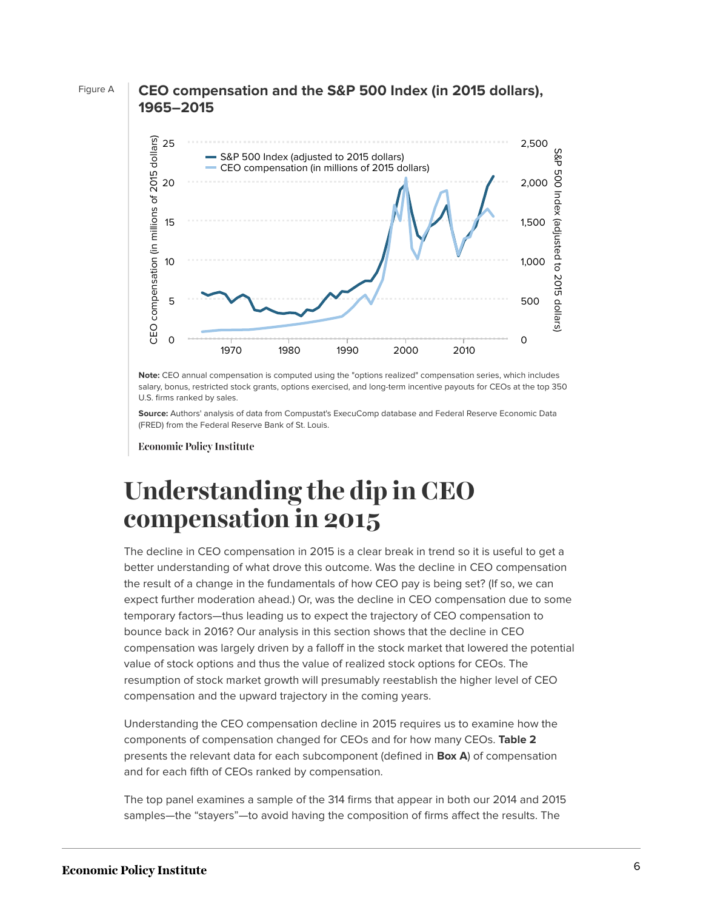Figure A

**CEO compensation and the S&P 500 Index (in 2015 dollars), 1965–2015**

**Note:** CEO annual compensation is computed using the "options realized" compensation series, which includes salary, bonus, restricted stock grants, options exercised, and long-term incentive payouts for CEOs at the top 350 U.S. firms ranked by sales.

**Source:** Authors' analysis of data from Compustat's ExecuComp database and Federal Reserve Economic Data (FRED) from the Federal Reserve Bank of St. Louis.

Economic Policy Institute

# Understanding the dip in CEO compensation in 2015

The decline in CEO compensation in 2015 is a clear break in trend so it is useful to get a better understanding of what drove this outcome. Was the decline in CEO compensation the result of a change in the fundamentals of how CEO pay is being set? (If so, we can expect further moderation ahead.) Or, was the decline in CEO compensation due to some temporary factors—thus leading us to expect the trajectory of CEO compensation to bounce back in 2016? Our analysis in this section shows that the decline in CEO compensation was largely driven by a falloff in the stock market that lowered the potential value of stock options and thus the value of realized stock options for CEOs. The resumption of stock market growth will presumably reestablish the higher level of CEO compensation and the upward trajectory in the coming years.

Understanding the CEO compensation decline in 2015 requires us to examine how the components of compensation changed for CEOs and for how many CEOs. **Table 2** presents the relevant data for each subcomponent (defined in **Box A**) of compensation and for each fifth of CEOs ranked by compensation.

The top panel examines a sample of the 314 firms that appear in both our 2014 and 2015 samples—the "stayers"—to avoid having the composition of firms affect the results. The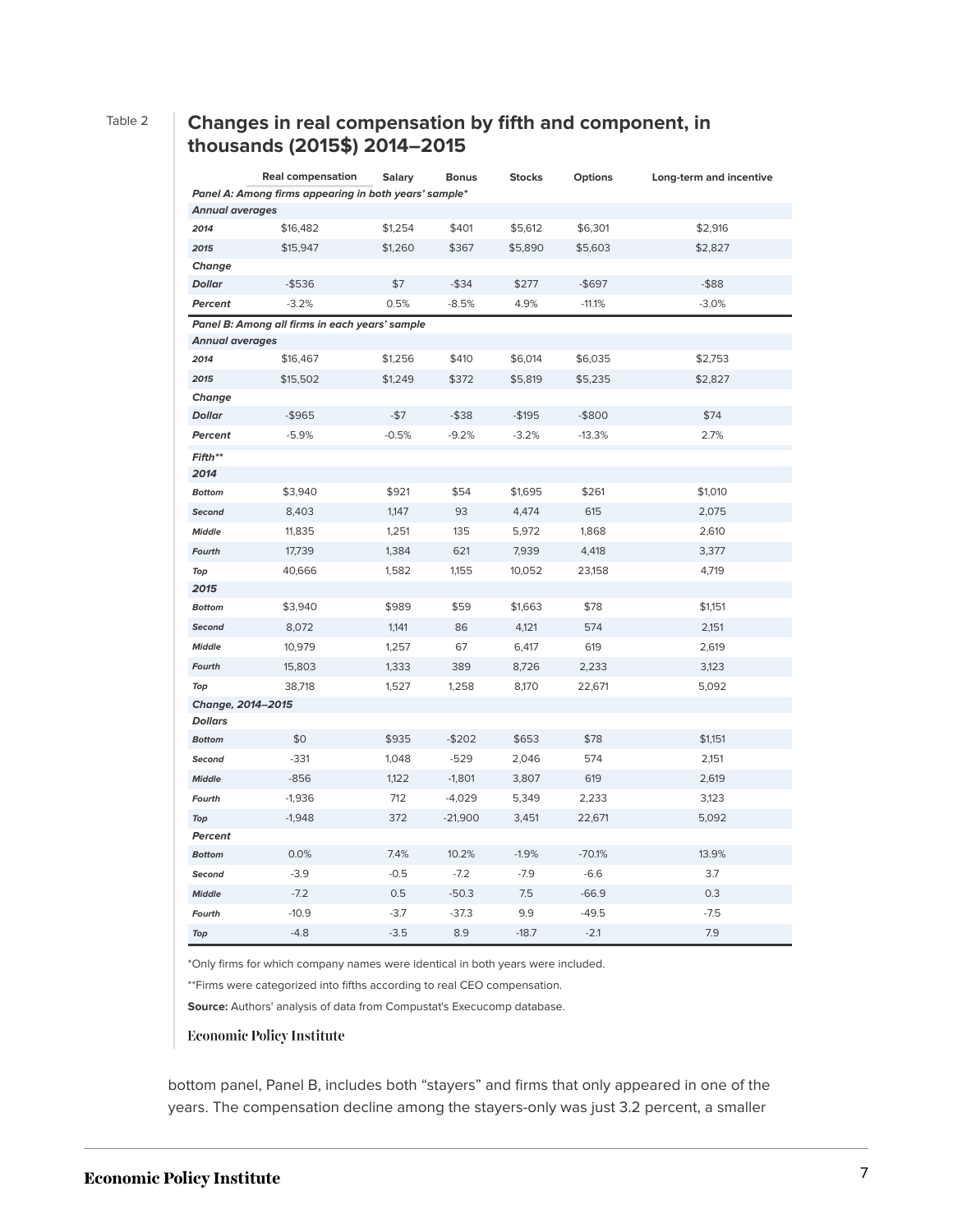Table 2

## Changes in real compensation by fifth and component, in thousands (2015$) 2014–2015

| | Real compensation | Salary | Bonus | Stocks | Options | Long-term and incentive |
|---|---|---|---|---|---|---|
| ***Panel A: Among firms appearing in both years' sample**** | | | | | | |
| ***Annual averages*** | | | | | | |
| ***2014*** | $16,482 | $1,254 | $401 | $5,612 | $6,301 | $2,916 |
| ***2015*** | $15,947 | $1,260 | $367 | $5,890 | $5,603 | $2,827 |
| ***Change*** | | | | | | |
| ***Dollar*** | -$536 | $7 | -$34 | $277 | -$697 | -$88 |
| ***Percent*** | -3.2% | 0.5% | -8.5% | 4.9% | -11.1% | -3.0% |
| ***Panel B: Among all firms in each years' sample*** | | | | | | |
| ***Annual averages*** | | | | | | |
| ***2014*** | $16,467 | $1,256 | $410 | $6,014 | $6,035 | $2,753 |
| ***2015*** | $15,502 | $1,249 | $372 | $5,819 | $5,235 | $2,827 |
| ***Change*** | | | | | | |
| ***Dollar*** | -$965 | -$7 | -$38 | -$195 | -$800 | $74 |
| ***Percent*** | -5.9% | -0.5% | -9.2% | -3.2% | -13.3% | 2.7% |
| ***Fifth**** | | | | | | |
| ***2014*** | | | | | | |
| ***Bottom*** | $3,940 | $921 | $54 | $1,695 | $261 | $1,010 |
| ***Second*** | 8,403 | 1,147 | 93 | 4,474 | 615 | 2,075 |
| ***Middle*** | 11,835 | 1,251 | 135 | 5,972 | 1,868 | 2,610 |
| ***Fourth*** | 17,739 | 1,384 | 621 | 7,939 | 4,418 | 3,377 |
| ***Top*** | 40,666 | 1,582 | 1,155 | 10,052 | 23,158 | 4,719 |
| ***2015*** | | | | | | |
| ***Bottom*** | $3,940 | $989 | $59 | $1,663 | $78 | $1,151 |
| ***Second*** | 8,072 | 1,141 | 86 | 4,121 | 574 | 2,151 |
| ***Middle*** | 10,979 | 1,257 | 67 | 6,417 | 619 | 2,619 |
| ***Fourth*** | 15,803 | 1,333 | 389 | 8,726 | 2,233 | 3,123 |
| ***Top*** | 38,718 | 1,527 | 1,258 | 8,170 | 22,671 | 5,092 |
| ***Change, 2014–2015*** | | | | | | |
| ***Dollars*** | | | | | | |
| ***Bottom*** | $0 | $935 | -$202 | $653 | $78 | $1,151 |
| ***Second*** | -331 | 1,048 | -529 | 2,046 | 574 | 2,151 |
| ***Middle*** | -856 | 1,122 | -1,801 | 3,807 | 619 | 2,619 |
| ***Fourth*** | -1,936 | 712 | -4,029 | 5,349 | 2,233 | 3,123 |
| ***Top*** | -1,948 | 372 | -21,900 | 3,451 | 22,671 | 5,092 |
| ***Percent*** | | | | | | |
| ***Bottom*** | 0.0% | 7.4% | 10.2% | -1.9% | -70.1% | 13.9% |
| ***Second*** | -3.9 | -0.5 | -7.2 | -7.9 | -6.6 | 3.7 |
| ***Middle*** | -7.2 | 0.5 | -50.3 | 7.5 | -66.9 | 0.3 |
| ***Fourth*** | -10.9 | -3.7 | -37.3 | 9.9 | -49.5 | -7.5 |
| ***Top*** | -4.8 | -3.5 | 8.9 | -18.7 | -2.1 | 7.9 |

*Only firms for which company names were identical in both years were included.

**Firms were categorized into fifths according to real CEO compensation.

**Source:** Authors' analysis of data from Compustat's Execucomp database.

Economic Policy Institute

bottom panel, Panel B, includes both "stayers" and firms that only appeared in one of the years. The compensation decline among the stayers-only was just 3.2 percent, a smaller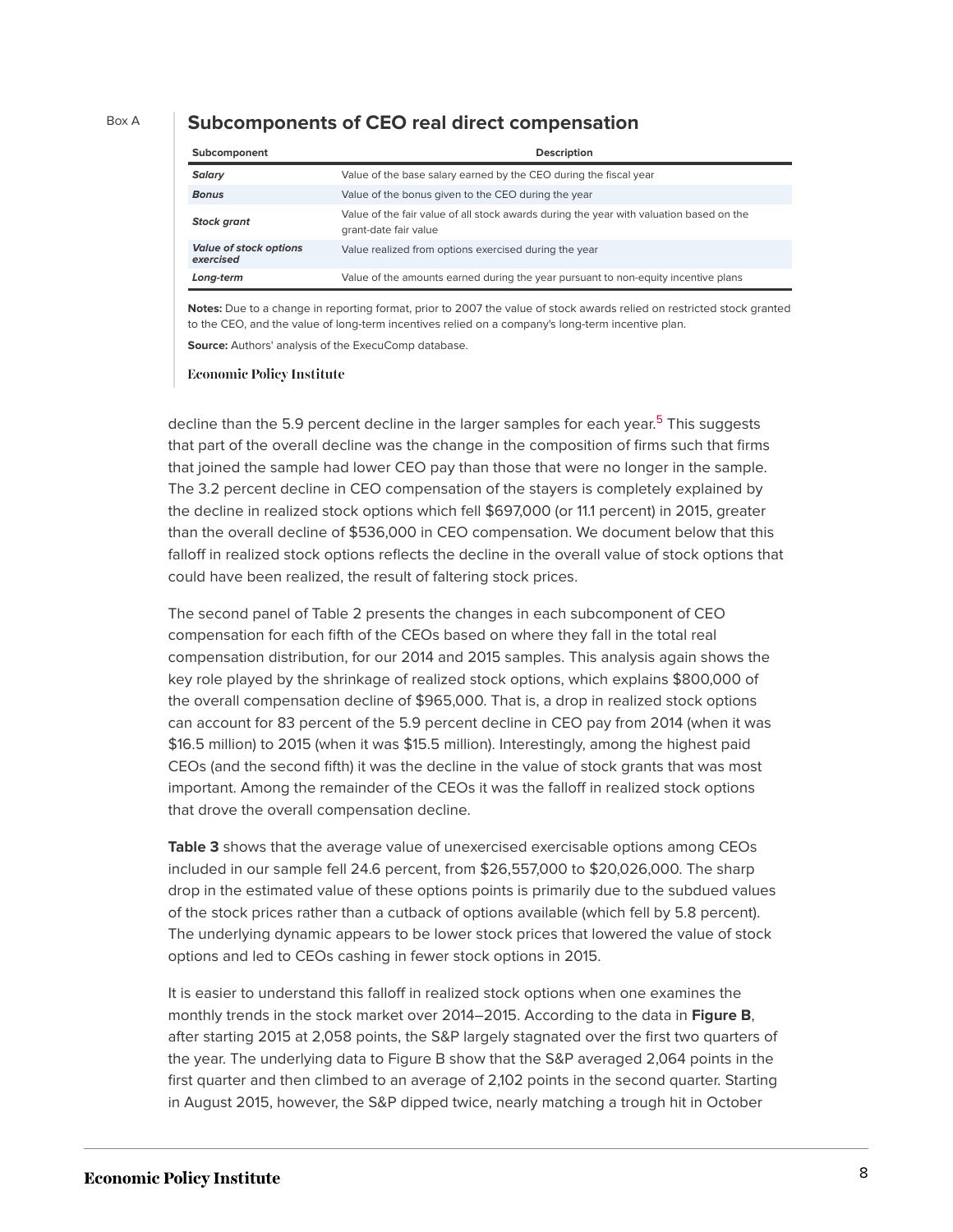Box A

## Subcomponents of CEO real direct compensation

| Subcomponent | Description |
|---|---|
| ***Salary*** | Value of the base salary earned by the CEO during the fiscal year |
| ***Bonus*** | Value of the bonus given to the CEO during the year |
| ***Stock grant*** | Value of the fair value of all stock awards during the year with valuation based on the grant-date fair value |
| ***Value of stock options exercised*** | Value realized from options exercised during the year |
| ***Long-term*** | Value of the amounts earned during the year pursuant to non-equity incentive plans |

**Notes:** Due to a change in reporting format, prior to 2007 the value of stock awards relied on restricted stock granted to the CEO, and the value of long-term incentives relied on a company's long-term incentive plan.

**Source:** Authors' analysis of the ExecuComp database.

Economic Policy Institute

decline than the 5.9 percent decline in the larger samples for each year.[5] This suggests that part of the overall decline was the change in the composition of firms such that firms that joined the sample had lower CEO pay than those that were no longer in the sample. The 3.2 percent decline in CEO compensation of the stayers is completely explained by the decline in realized stock options which fell $697,000 (or 11.1 percent) in 2015, greater than the overall decline of $536,000 in CEO compensation. We document below that this falloff in realized stock options reflects the decline in the overall value of stock options that could have been realized, the result of faltering stock prices.

The second panel of Table 2 presents the changes in each subcomponent of CEO compensation for each fifth of the CEOs based on where they fall in the total real compensation distribution, for our 2014 and 2015 samples. This analysis again shows the key role played by the shrinkage of realized stock options, which explains $800,000 of the overall compensation decline of $965,000. That is, a drop in realized stock options can account for 83 percent of the 5.9 percent decline in CEO pay from 2014 (when it was $16.5 million) to 2015 (when it was $15.5 million). Interestingly, among the highest paid CEOs (and the second fifth) it was the decline in the value of stock grants that was most important. Among the remainder of the CEOs it was the falloff in realized stock options that drove the overall compensation decline.

**Table 3** shows that the average value of unexercised exercisable options among CEOs included in our sample fell 24.6 percent, from $26,557,000 to $20,026,000. The sharp drop in the estimated value of these options points is primarily due to the subdued values of the stock prices rather than a cutback of options available (which fell by 5.8 percent). The underlying dynamic appears to be lower stock prices that lowered the value of stock options and led to CEOs cashing in fewer stock options in 2015.

It is easier to understand this falloff in realized stock options when one examines the monthly trends in the stock market over 2014–2015. According to the data in **Figure B**, after starting 2015 at 2,058 points, the S&P largely stagnated over the first two quarters of the year. The underlying data to Figure B show that the S&P averaged 2,064 points in the first quarter and then climbed to an average of 2,102 points in the second quarter. Starting in August 2015, however, the S&P dipped twice, nearly matching a trough hit in October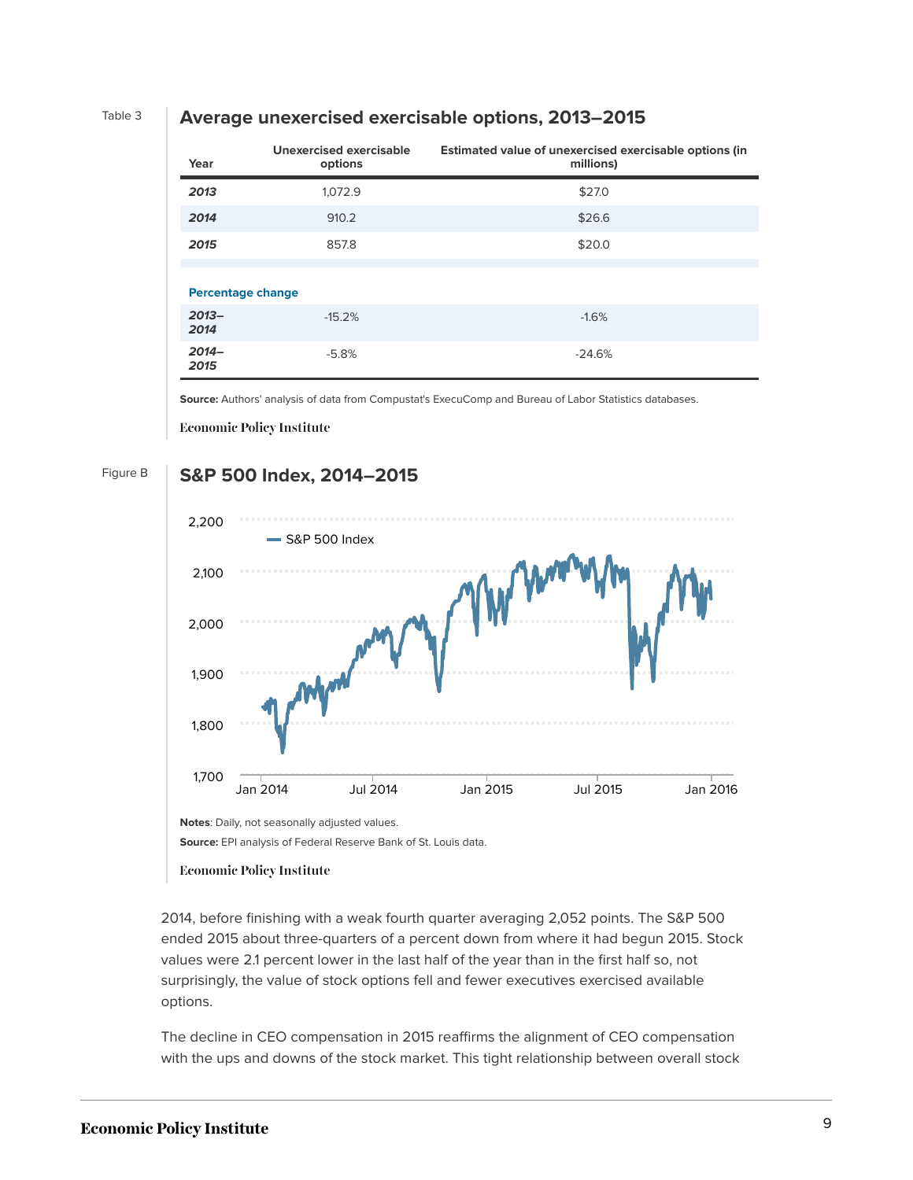Table 3

## Average unexercised exercisable options, 2013–2015

| Year | Unexercised exercisable options | Estimated value of unexercised exercisable options (in millions) |
|---|---|---|
| ***2013*** | 1,072.9 | $27.0 |
| ***2014*** | 910.2 | $26.6 |
| ***2015*** | 857.8 | $20.0 |
| **Percentage change** | | |
| ***2013–2014*** | -15.2% | -1.6% |
| ***2014–2015*** | -5.8% | -24.6% |

**Source:** Authors' analysis of data from Compustat's ExecuComp and Bureau of Labor Statistics databases.

Economic Policy Institute

Figure B

## S&P 500 Index, 2014–2015

**Notes**: Daily, not seasonally adjusted values.

**Source:** EPI analysis of Federal Reserve Bank of St. Louis data.

Economic Policy Institute

2014, before finishing with a weak fourth quarter averaging 2,052 points. The S&P 500 ended 2015 about three-quarters of a percent down from where it had begun 2015. Stock values were 2.1 percent lower in the last half of the year than in the first half so, not surprisingly, the value of stock options fell and fewer executives exercised available options.

The decline in CEO compensation in 2015 reaffirms the alignment of CEO compensation with the ups and downs of the stock market. This tight relationship between overall stock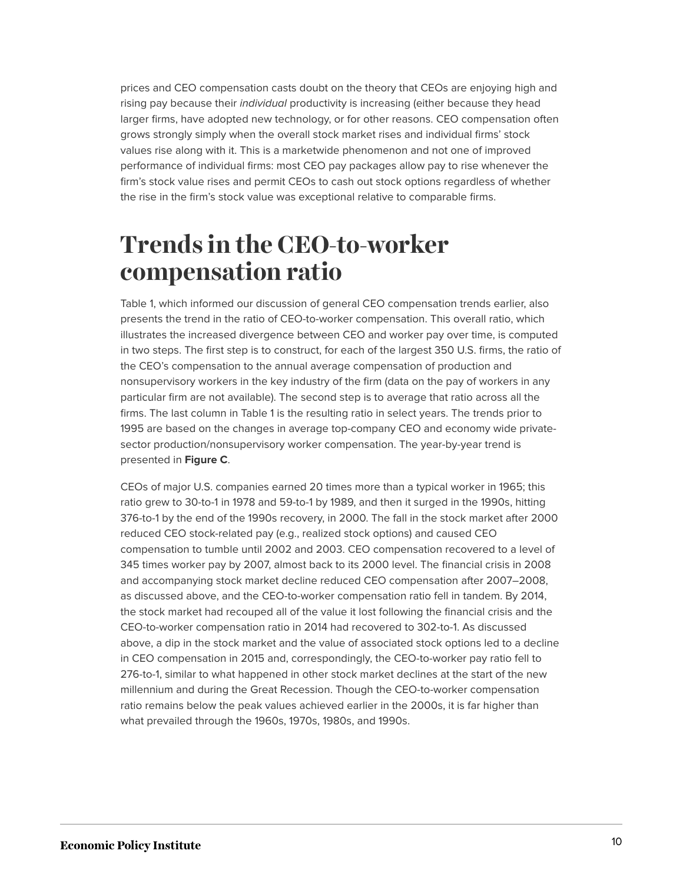prices and CEO compensation casts doubt on the theory that CEOs are enjoying high and rising pay because their *individual* productivity is increasing (either because they head larger firms, have adopted new technology, or for other reasons. CEO compensation often grows strongly simply when the overall stock market rises and individual firms' stock values rise along with it. This is a marketwide phenomenon and not one of improved performance of individual firms: most CEO pay packages allow pay to rise whenever the firm's stock value rises and permit CEOs to cash out stock options regardless of whether the rise in the firm's stock value was exceptional relative to comparable firms.

# Trends in the CEO-to-worker compensation ratio

Table 1, which informed our discussion of general CEO compensation trends earlier, also presents the trend in the ratio of CEO-to-worker compensation. This overall ratio, which illustrates the increased divergence between CEO and worker pay over time, is computed in two steps. The first step is to construct, for each of the largest 350 U.S. firms, the ratio of the CEO's compensation to the annual average compensation of production and nonsupervisory workers in the key industry of the firm (data on the pay of workers in any particular firm are not available). The second step is to average that ratio across all the firms. The last column in Table 1 is the resulting ratio in select years. The trends prior to 1995 are based on the changes in average top-company CEO and economy wide private-sector production/nonsupervisory worker compensation. The year-by-year trend is presented in **Figure C**.

CEOs of major U.S. companies earned 20 times more than a typical worker in 1965; this ratio grew to 30-to-1 in 1978 and 59-to-1 by 1989, and then it surged in the 1990s, hitting 376-to-1 by the end of the 1990s recovery, in 2000. The fall in the stock market after 2000 reduced CEO stock-related pay (e.g., realized stock options) and caused CEO compensation to tumble until 2002 and 2003. CEO compensation recovered to a level of 345 times worker pay by 2007, almost back to its 2000 level. The financial crisis in 2008 and accompanying stock market decline reduced CEO compensation after 2007–2008, as discussed above, and the CEO-to-worker compensation ratio fell in tandem. By 2014, the stock market had recouped all of the value it lost following the financial crisis and the CEO-to-worker compensation ratio in 2014 had recovered to 302-to-1. As discussed above, a dip in the stock market and the value of associated stock options led to a decline in CEO compensation in 2015 and, correspondingly, the CEO-to-worker pay ratio fell to 276-to-1, similar to what happened in other stock market declines at the start of the new millennium and during the Great Recession. Though the CEO-to-worker compensation ratio remains below the peak values achieved earlier in the 2000s, it is far higher than what prevailed through the 1960s, 1970s, 1980s, and 1990s.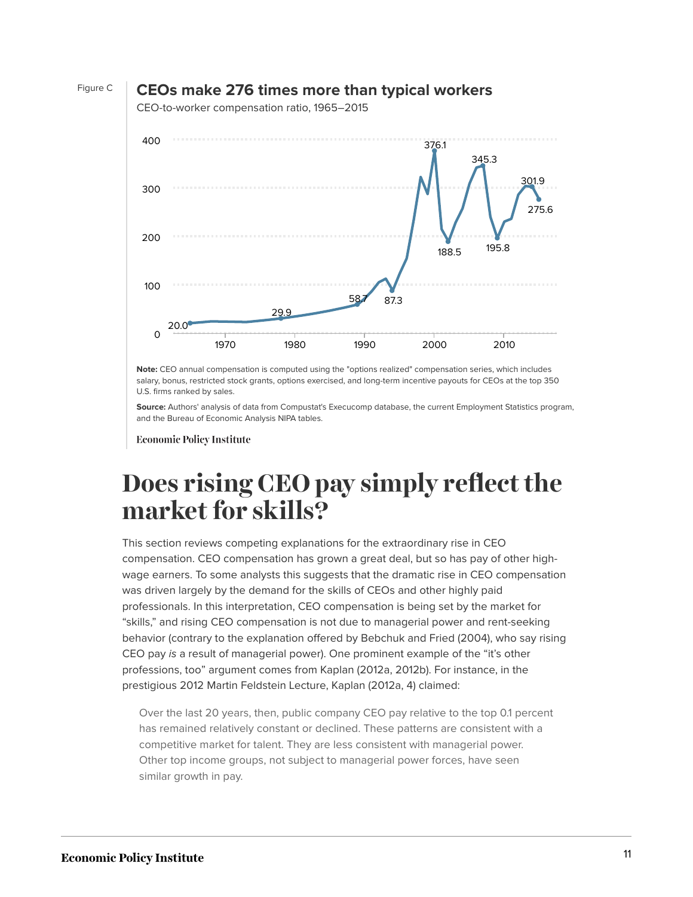Figure C

**CEOs make 276 times more than typical workers**

CEO-to-worker compensation ratio, 1965–2015

**Note:** CEO annual compensation is computed using the "options realized" compensation series, which includes salary, bonus, restricted stock grants, options exercised, and long-term incentive payouts for CEOs at the top 350 U.S. firms ranked by sales.

**Source:** Authors' analysis of data from Compustat's Execucomp database, the current Employment Statistics program, and the Bureau of Economic Analysis NIPA tables.

Economic Policy Institute

# Does rising CEO pay simply reflect the market for skills?

This section reviews competing explanations for the extraordinary rise in CEO compensation. CEO compensation has grown a great deal, but so has pay of other high-wage earners. To some analysts this suggests that the dramatic rise in CEO compensation was driven largely by the demand for the skills of CEOs and other highly paid professionals. In this interpretation, CEO compensation is being set by the market for "skills," and rising CEO compensation is not due to managerial power and rent-seeking behavior (contrary to the explanation offered by Bebchuk and Fried (2004), who say rising CEO pay *is* a result of managerial power). One prominent example of the "it's other professions, too" argument comes from Kaplan (2012a, 2012b). For instance, in the prestigious 2012 Martin Feldstein Lecture, Kaplan (2012a, 4) claimed:

> Over the last 20 years, then, public company CEO pay relative to the top 0.1 percent has remained relatively constant or declined. These patterns are consistent with a competitive market for talent. They are less consistent with managerial power. Other top income groups, not subject to managerial power forces, have seen similar growth in pay.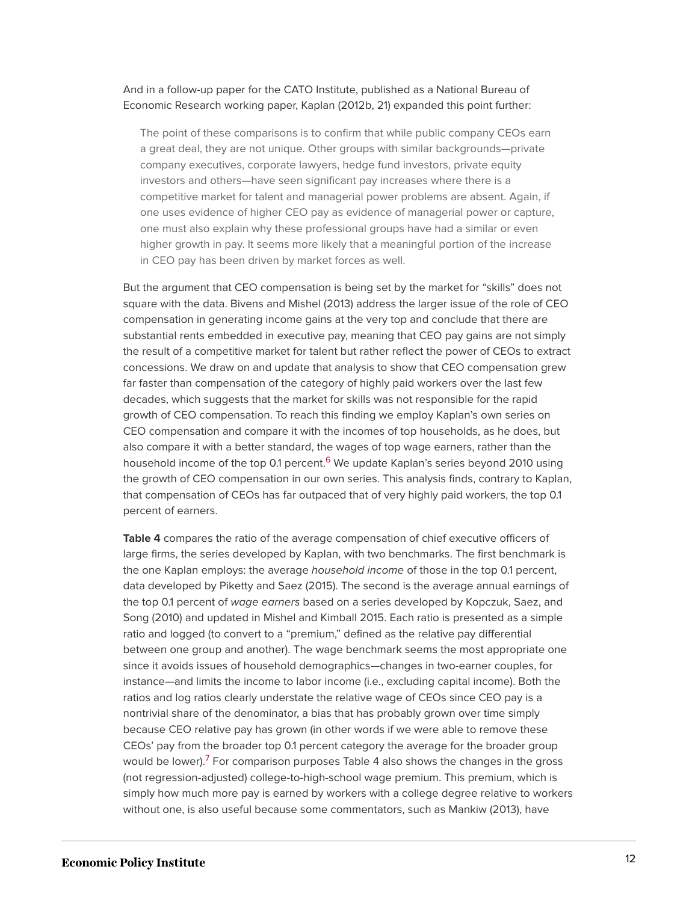And in a follow-up paper for the CATO Institute, published as a National Bureau of Economic Research working paper, Kaplan (2012b, 21) expanded this point further:

> The point of these comparisons is to confirm that while public company CEOs earn a great deal, they are not unique. Other groups with similar backgrounds—private company executives, corporate lawyers, hedge fund investors, private equity investors and others—have seen significant pay increases where there is a competitive market for talent and managerial power problems are absent. Again, if one uses evidence of higher CEO pay as evidence of managerial power or capture, one must also explain why these professional groups have had a similar or even higher growth in pay. It seems more likely that a meaningful portion of the increase in CEO pay has been driven by market forces as well.

But the argument that CEO compensation is being set by the market for "skills" does not square with the data. Bivens and Mishel (2013) address the larger issue of the role of CEO compensation in generating income gains at the very top and conclude that there are substantial rents embedded in executive pay, meaning that CEO pay gains are not simply the result of a competitive market for talent but rather reflect the power of CEOs to extract concessions. We draw on and update that analysis to show that CEO compensation grew far faster than compensation of the category of highly paid workers over the last few decades, which suggests that the market for skills was not responsible for the rapid growth of CEO compensation. To reach this finding we employ Kaplan's own series on CEO compensation and compare it with the incomes of top households, as he does, but also compare it with a better standard, the wages of top wage earners, rather than the household income of the top 0.1 percent.[6] We update Kaplan's series beyond 2010 using the growth of CEO compensation in our own series. This analysis finds, contrary to Kaplan, that compensation of CEOs has far outpaced that of very highly paid workers, the top 0.1 percent of earners.

**Table 4** compares the ratio of the average compensation of chief executive officers of large firms, the series developed by Kaplan, with two benchmarks. The first benchmark is the one Kaplan employs: the average *household income* of those in the top 0.1 percent, data developed by Piketty and Saez (2015). The second is the average annual earnings of the top 0.1 percent of *wage earners* based on a series developed by Kopczuk, Saez, and Song (2010) and updated in Mishel and Kimball 2015. Each ratio is presented as a simple ratio and logged (to convert to a "premium," defined as the relative pay differential between one group and another). The wage benchmark seems the most appropriate one since it avoids issues of household demographics—changes in two-earner couples, for instance—and limits the income to labor income (i.e., excluding capital income). Both the ratios and log ratios clearly understate the relative wage of CEOs since CEO pay is a nontrivial share of the denominator, a bias that has probably grown over time simply because CEO relative pay has grown (in other words if we were able to remove these CEOs' pay from the broader top 0.1 percent category the average for the broader group would be lower).[7] For comparison purposes Table 4 also shows the changes in the gross (not regression-adjusted) college-to-high-school wage premium. This premium, which is simply how much more pay is earned by workers with a college degree relative to workers without one, is also useful because some commentators, such as Mankiw (2013), have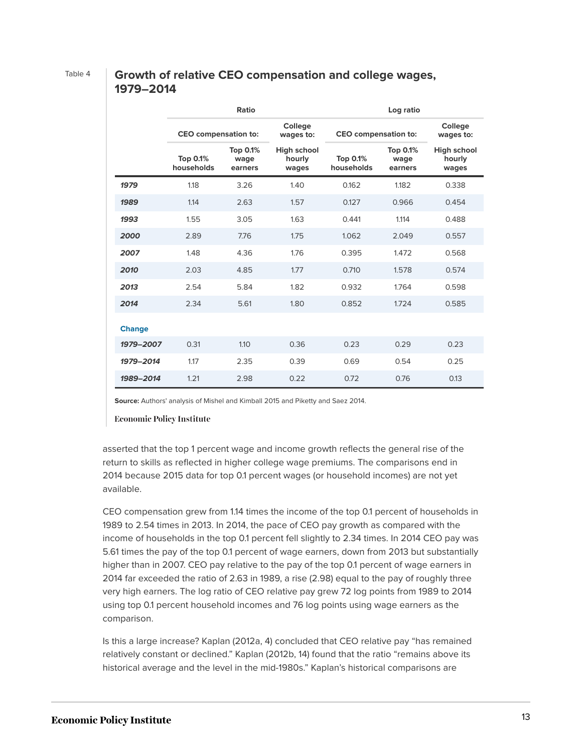Table 4

### Growth of relative CEO compensation and college wages, 1979–2014

| | Ratio | | | Log ratio | | |
|---|---|---|---|---|---|---|
| | CEO compensation to: | | College wages to: | CEO compensation to: | | College wages to: |
| | Top 0.1% households | Top 0.1% wage earners | High school hourly wages | Top 0.1% households | Top 0.1% wage earners | High school hourly wages |
| ***1979*** | 1.18 | 3.26 | 1.40 | 0.162 | 1.182 | 0.338 |
| ***1989*** | 1.14 | 2.63 | 1.57 | 0.127 | 0.966 | 0.454 |
| ***1993*** | 1.55 | 3.05 | 1.63 | 0.441 | 1.114 | 0.488 |
| ***2000*** | 2.89 | 7.76 | 1.75 | 1.062 | 2.049 | 0.557 |
| ***2007*** | 1.48 | 4.36 | 1.76 | 0.395 | 1.472 | 0.568 |
| ***2010*** | 2.03 | 4.85 | 1.77 | 0.710 | 1.578 | 0.574 |
| ***2013*** | 2.54 | 5.84 | 1.82 | 0.932 | 1.764 | 0.598 |
| ***2014*** | 2.34 | 5.61 | 1.80 | 0.852 | 1.724 | 0.585 |
| **Change** | | | | | | |
| ***1979–2007*** | 0.31 | 1.10 | 0.36 | 0.23 | 0.29 | 0.23 |
| ***1979–2014*** | 1.17 | 2.35 | 0.39 | 0.69 | 0.54 | 0.25 |
| ***1989–2014*** | 1.21 | 2.98 | 0.22 | 0.72 | 0.76 | 0.13 |

**Source:** Authors' analysis of Mishel and Kimball 2015 and Piketty and Saez 2014.

Economic Policy Institute

asserted that the top 1 percent wage and income growth reflects the general rise of the return to skills as reflected in higher college wage premiums. The comparisons end in 2014 because 2015 data for top 0.1 percent wages (or household incomes) are not yet available.

CEO compensation grew from 1.14 times the income of the top 0.1 percent of households in 1989 to 2.54 times in 2013. In 2014, the pace of CEO pay growth as compared with the income of households in the top 0.1 percent fell slightly to 2.34 times. In 2014 CEO pay was 5.61 times the pay of the top 0.1 percent of wage earners, down from 2013 but substantially higher than in 2007. CEO pay relative to the pay of the top 0.1 percent of wage earners in 2014 far exceeded the ratio of 2.63 in 1989, a rise (2.98) equal to the pay of roughly three very high earners. The log ratio of CEO relative pay grew 72 log points from 1989 to 2014 using top 0.1 percent household incomes and 76 log points using wage earners as the comparison.

Is this a large increase? Kaplan (2012a, 4) concluded that CEO relative pay "has remained relatively constant or declined." Kaplan (2012b, 14) found that the ratio "remains above its historical average and the level in the mid-1980s." Kaplan's historical comparisons are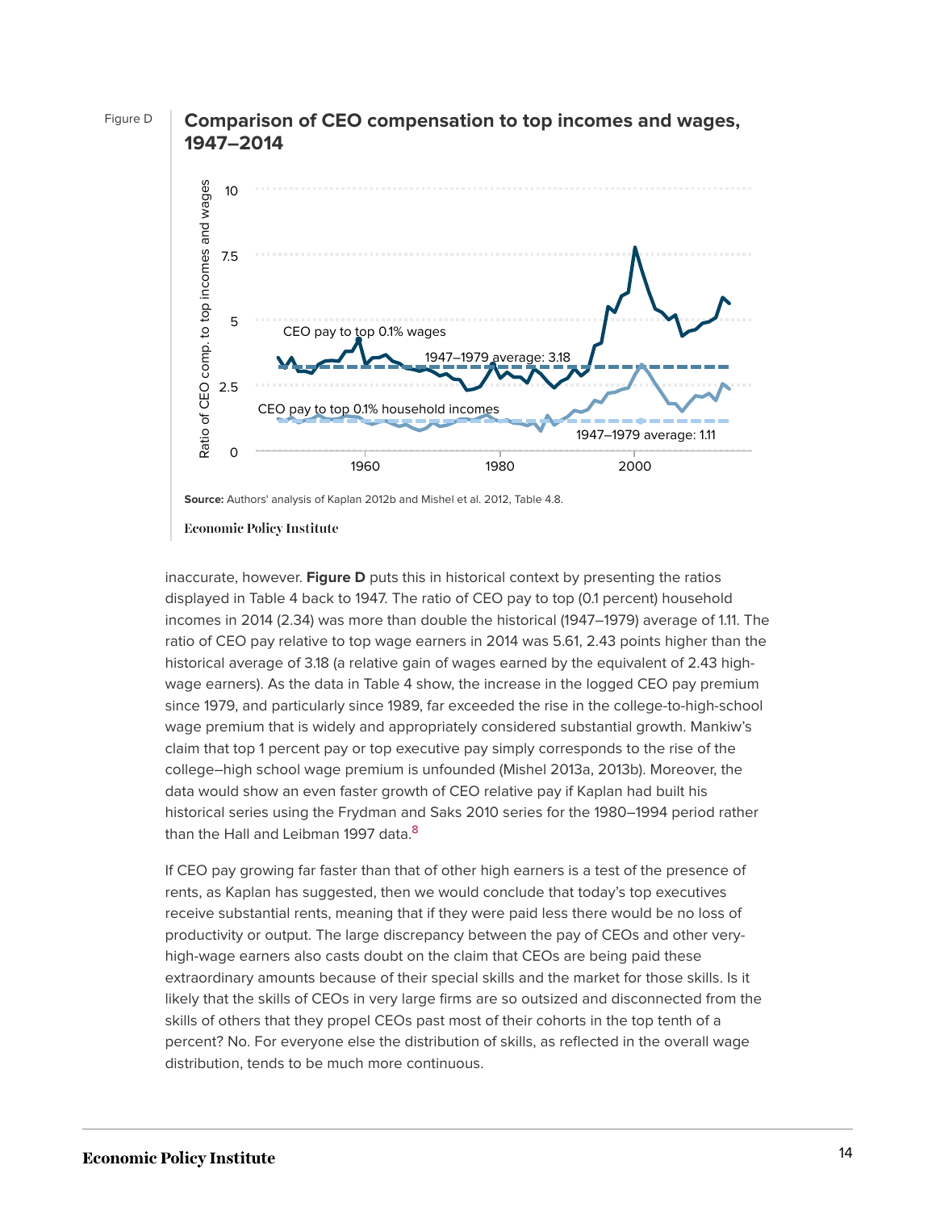Figure D

**Comparison of CEO compensation to top incomes and wages, 1947–2014**

**Source:** Authors' analysis of Kaplan 2012b and Mishel et al. 2012, Table 4.8.

Economic Policy Institute

inaccurate, however. **Figure D** puts this in historical context by presenting the ratios displayed in Table 4 back to 1947. The ratio of CEO pay to top (0.1 percent) household incomes in 2014 (2.34) was more than double the historical (1947–1979) average of 1.11. The ratio of CEO pay relative to top wage earners in 2014 was 5.61, 2.43 points higher than the historical average of 3.18 (a relative gain of wages earned by the equivalent of 2.43 high-wage earners). As the data in Table 4 show, the increase in the logged CEO pay premium since 1979, and particularly since 1989, far exceeded the rise in the college-to-high-school wage premium that is widely and appropriately considered substantial growth. Mankiw's claim that top 1 percent pay or top executive pay simply corresponds to the rise of the college–high school wage premium is unfounded (Mishel 2013a, 2013b). Moreover, the data would show an even faster growth of CEO relative pay if Kaplan had built his historical series using the Frydman and Saks 2010 series for the 1980–1994 period rather than the Hall and Leibman 1997 data.[8]

If CEO pay growing far faster than that of other high earners is a test of the presence of rents, as Kaplan has suggested, then we would conclude that today's top executives receive substantial rents, meaning that if they were paid less there would be no loss of productivity or output. The large discrepancy between the pay of CEOs and other very-high-wage earners also casts doubt on the claim that CEOs are being paid these extraordinary amounts because of their special skills and the market for those skills. Is it likely that the skills of CEOs in very large firms are so outsized and disconnected from the skills of others that they propel CEOs past most of their cohorts in the top tenth of a percent? No. For everyone else the distribution of skills, as reflected in the overall wage distribution, tends to be much more continuous.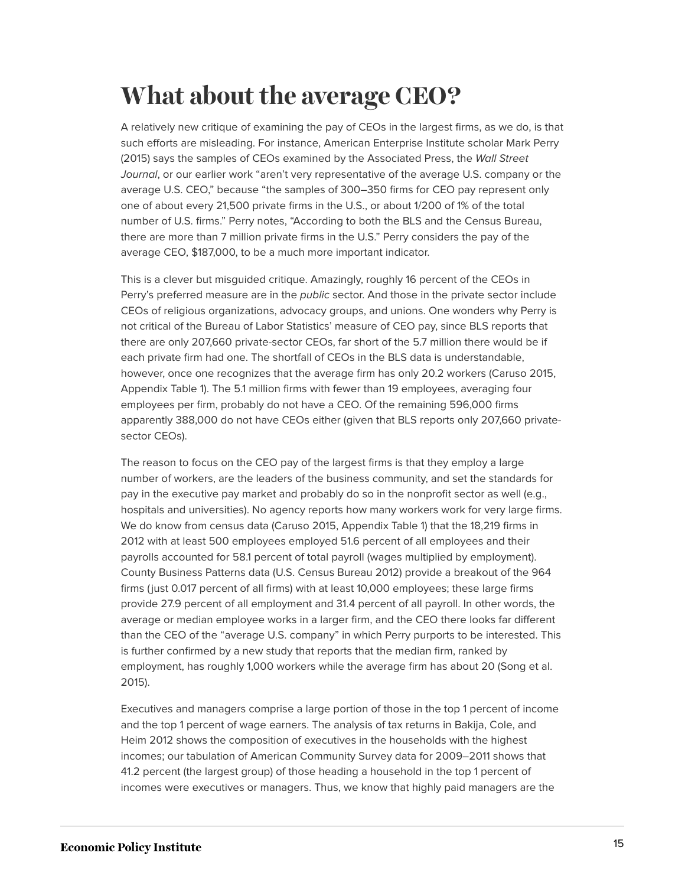# What about the average CEO?

A relatively new critique of examining the pay of CEOs in the largest firms, as we do, is that such efforts are misleading. For instance, American Enterprise Institute scholar Mark Perry (2015) says the samples of CEOs examined by the Associated Press, the *Wall Street Journal*, or our earlier work "aren't very representative of the average U.S. company or the average U.S. CEO," because "the samples of 300–350 firms for CEO pay represent only one of about every 21,500 private firms in the U.S., or about 1/200 of 1% of the total number of U.S. firms." Perry notes, "According to both the BLS and the Census Bureau, there are more than 7 million private firms in the U.S." Perry considers the pay of the average CEO, $187,000, to be a much more important indicator.

This is a clever but misguided critique. Amazingly, roughly 16 percent of the CEOs in Perry's preferred measure are in the *public* sector. And those in the private sector include CEOs of religious organizations, advocacy groups, and unions. One wonders why Perry is not critical of the Bureau of Labor Statistics' measure of CEO pay, since BLS reports that there are only 207,660 private-sector CEOs, far short of the 5.7 million there would be if each private firm had one. The shortfall of CEOs in the BLS data is understandable, however, once one recognizes that the average firm has only 20.2 workers (Caruso 2015, Appendix Table 1). The 5.1 million firms with fewer than 19 employees, averaging four employees per firm, probably do not have a CEO. Of the remaining 596,000 firms apparently 388,000 do not have CEOs either (given that BLS reports only 207,660 private-sector CEOs).

The reason to focus on the CEO pay of the largest firms is that they employ a large number of workers, are the leaders of the business community, and set the standards for pay in the executive pay market and probably do so in the nonprofit sector as well (e.g., hospitals and universities). No agency reports how many workers work for very large firms. We do know from census data (Caruso 2015, Appendix Table 1) that the 18,219 firms in 2012 with at least 500 employees employed 51.6 percent of all employees and their payrolls accounted for 58.1 percent of total payroll (wages multiplied by employment). County Business Patterns data (U.S. Census Bureau 2012) provide a breakout of the 964 firms (just 0.017 percent of all firms) with at least 10,000 employees; these large firms provide 27.9 percent of all employment and 31.4 percent of all payroll. In other words, the average or median employee works in a larger firm, and the CEO there looks far different than the CEO of the "average U.S. company" in which Perry purports to be interested. This is further confirmed by a new study that reports that the median firm, ranked by employment, has roughly 1,000 workers while the average firm has about 20 (Song et al. 2015).

Executives and managers comprise a large portion of those in the top 1 percent of income and the top 1 percent of wage earners. The analysis of tax returns in Bakija, Cole, and Heim 2012 shows the composition of executives in the households with the highest incomes; our tabulation of American Community Survey data for 2009–2011 shows that 41.2 percent (the largest group) of those heading a household in the top 1 percent of incomes were executives or managers. Thus, we know that highly paid managers are the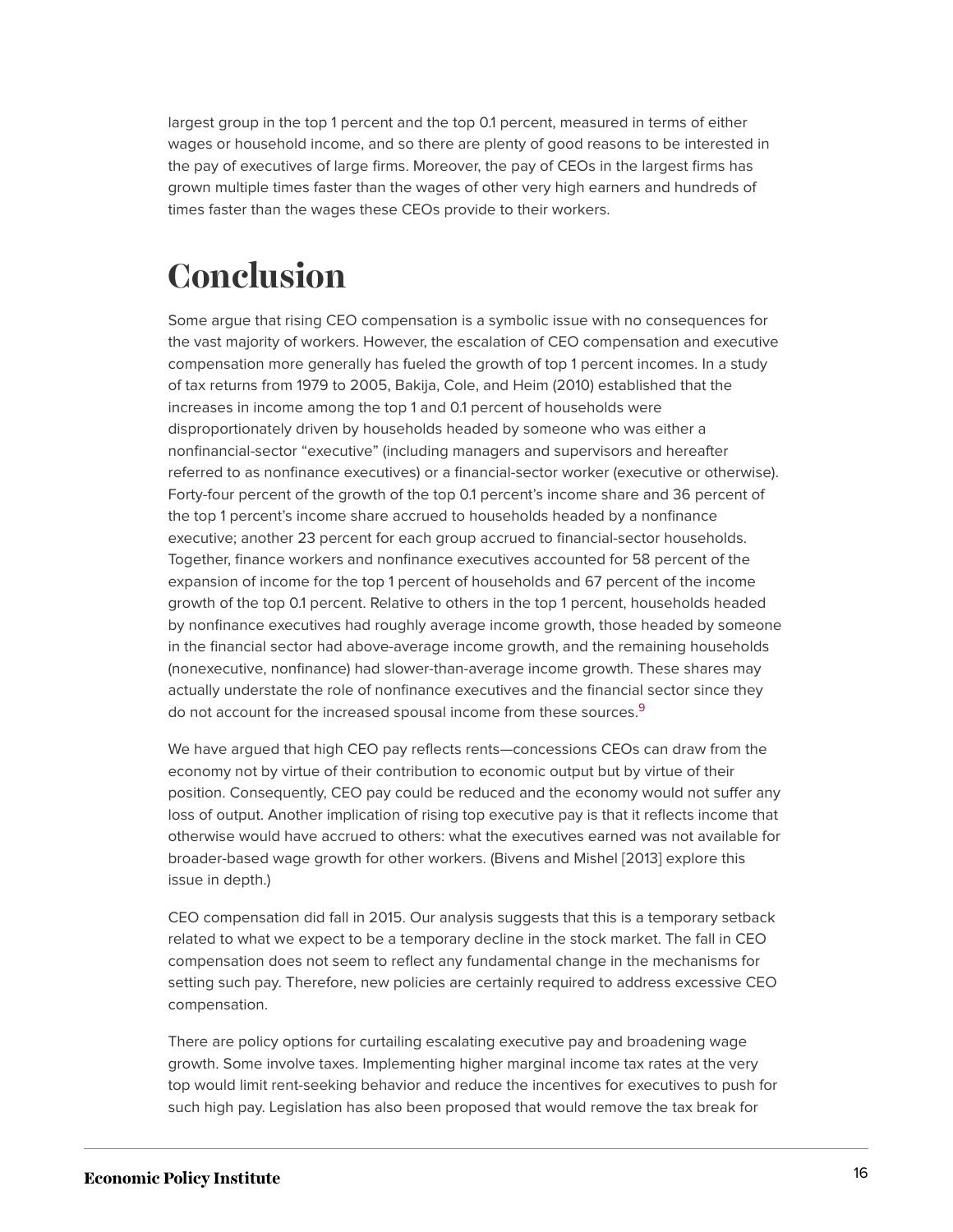largest group in the top 1 percent and the top 0.1 percent, measured in terms of either wages or household income, and so there are plenty of good reasons to be interested in the pay of executives of large firms. Moreover, the pay of CEOs in the largest firms has grown multiple times faster than the wages of other very high earners and hundreds of times faster than the wages these CEOs provide to their workers.

# Conclusion

Some argue that rising CEO compensation is a symbolic issue with no consequences for the vast majority of workers. However, the escalation of CEO compensation and executive compensation more generally has fueled the growth of top 1 percent incomes. In a study of tax returns from 1979 to 2005, Bakija, Cole, and Heim (2010) established that the increases in income among the top 1 and 0.1 percent of households were disproportionately driven by households headed by someone who was either a nonfinancial-sector "executive" (including managers and supervisors and hereafter referred to as nonfinance executives) or a financial-sector worker (executive or otherwise). Forty-four percent of the growth of the top 0.1 percent's income share and 36 percent of the top 1 percent's income share accrued to households headed by a nonfinance executive; another 23 percent for each group accrued to financial-sector households. Together, finance workers and nonfinance executives accounted for 58 percent of the expansion of income for the top 1 percent of households and 67 percent of the income growth of the top 0.1 percent. Relative to others in the top 1 percent, households headed by nonfinance executives had roughly average income growth, those headed by someone in the financial sector had above-average income growth, and the remaining households (nonexecutive, nonfinance) had slower-than-average income growth. These shares may actually understate the role of nonfinance executives and the financial sector since they do not account for the increased spousal income from these sources.[9]

We have argued that high CEO pay reflects rents—concessions CEOs can draw from the economy not by virtue of their contribution to economic output but by virtue of their position. Consequently, CEO pay could be reduced and the economy would not suffer any loss of output. Another implication of rising top executive pay is that it reflects income that otherwise would have accrued to others: what the executives earned was not available for broader-based wage growth for other workers. (Bivens and Mishel [2013] explore this issue in depth.)

CEO compensation did fall in 2015. Our analysis suggests that this is a temporary setback related to what we expect to be a temporary decline in the stock market. The fall in CEO compensation does not seem to reflect any fundamental change in the mechanisms for setting such pay. Therefore, new policies are certainly required to address excessive CEO compensation.

There are policy options for curtailing escalating executive pay and broadening wage growth. Some involve taxes. Implementing higher marginal income tax rates at the very top would limit rent-seeking behavior and reduce the incentives for executives to push for such high pay. Legislation has also been proposed that would remove the tax break for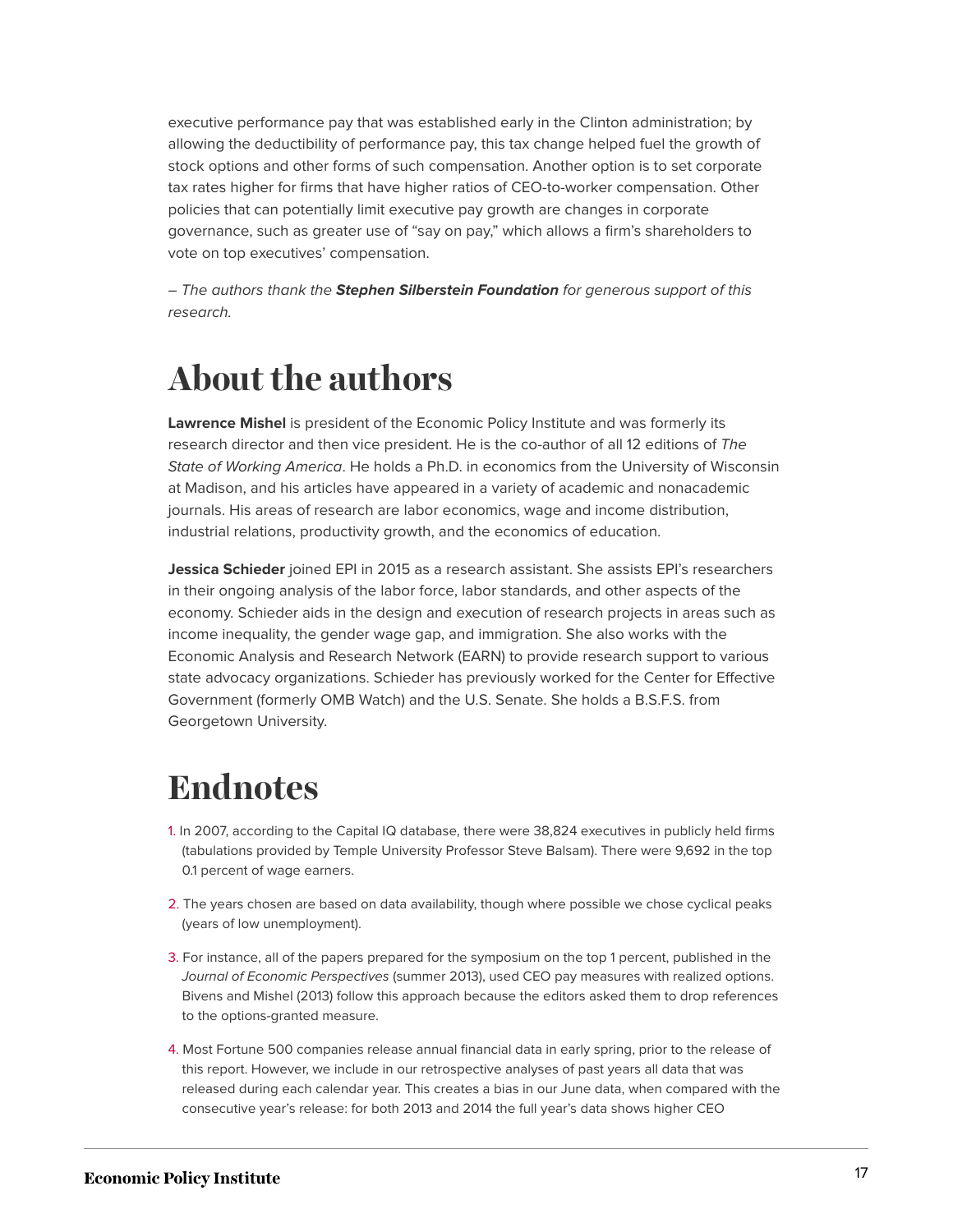executive performance pay that was established early in the Clinton administration; by allowing the deductibility of performance pay, this tax change helped fuel the growth of stock options and other forms of such compensation. Another option is to set corporate tax rates higher for firms that have higher ratios of CEO-to-worker compensation. Other policies that can potentially limit executive pay growth are changes in corporate governance, such as greater use of "say on pay," which allows a firm's shareholders to vote on top executives' compensation.

*– The authors thank the **Stephen Silberstein Foundation** for generous support of this research.*

## About the authors

**Lawrence Mishel** is president of the Economic Policy Institute and was formerly its research director and then vice president. He is the co-author of all 12 editions of *The State of Working America*. He holds a Ph.D. in economics from the University of Wisconsin at Madison, and his articles have appeared in a variety of academic and nonacademic journals. His areas of research are labor economics, wage and income distribution, industrial relations, productivity growth, and the economics of education.

**Jessica Schieder** joined EPI in 2015 as a research assistant. She assists EPI's researchers in their ongoing analysis of the labor force, labor standards, and other aspects of the economy. Schieder aids in the design and execution of research projects in areas such as income inequality, the gender wage gap, and immigration. She also works with the Economic Analysis and Research Network (EARN) to provide research support to various state advocacy organizations. Schieder has previously worked for the Center for Effective Government (formerly OMB Watch) and the U.S. Senate. She holds a B.S.F.S. from Georgetown University.

## Endnotes

1. In 2007, according to the Capital IQ database, there were 38,824 executives in publicly held firms (tabulations provided by Temple University Professor Steve Balsam). There were 9,692 in the top 0.1 percent of wage earners.

2. The years chosen are based on data availability, though where possible we chose cyclical peaks (years of low unemployment).

3. For instance, all of the papers prepared for the symposium on the top 1 percent, published in the *Journal of Economic Perspectives* (summer 2013), used CEO pay measures with realized options. Bivens and Mishel (2013) follow this approach because the editors asked them to drop references to the options-granted measure.

4. Most Fortune 500 companies release annual financial data in early spring, prior to the release of this report. However, we include in our retrospective analyses of past years all data that was released during each calendar year. This creates a bias in our June data, when compared with the consecutive year's release: for both 2013 and 2014 the full year's data shows higher CEO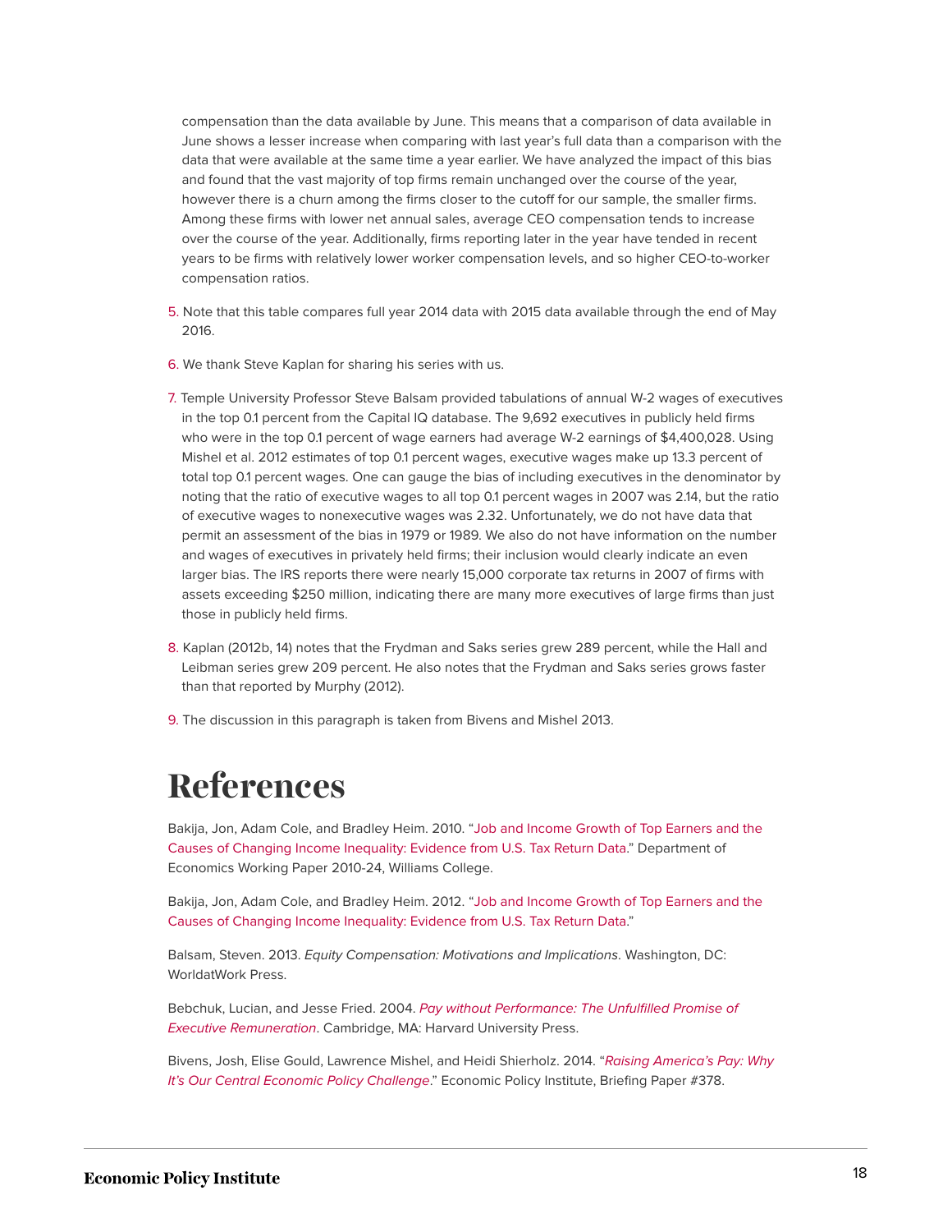compensation than the data available by June. This means that a comparison of data available in June shows a lesser increase when comparing with last year's full data than a comparison with the data that were available at the same time a year earlier. We have analyzed the impact of this bias and found that the vast majority of top firms remain unchanged over the course of the year, however there is a churn among the firms closer to the cutoff for our sample, the smaller firms. Among these firms with lower net annual sales, average CEO compensation tends to increase over the course of the year. Additionally, firms reporting later in the year have tended in recent years to be firms with relatively lower worker compensation levels, and so higher CEO-to-worker compensation ratios.

5. Note that this table compares full year 2014 data with 2015 data available through the end of May 2016.

6. We thank Steve Kaplan for sharing his series with us.

7. Temple University Professor Steve Balsam provided tabulations of annual W-2 wages of executives in the top 0.1 percent from the Capital IQ database. The 9,692 executives in publicly held firms who were in the top 0.1 percent of wage earners had average W-2 earnings of $4,400,028. Using Mishel et al. 2012 estimates of top 0.1 percent wages, executive wages make up 13.3 percent of total top 0.1 percent wages. One can gauge the bias of including executives in the denominator by noting that the ratio of executive wages to all top 0.1 percent wages in 2007 was 2.14, but the ratio of executive wages to nonexecutive wages was 2.32. Unfortunately, we do not have data that permit an assessment of the bias in 1979 or 1989. We also do not have information on the number and wages of executives in privately held firms; their inclusion would clearly indicate an even larger bias. The IRS reports there were nearly 15,000 corporate tax returns in 2007 of firms with assets exceeding $250 million, indicating there are many more executives of large firms than just those in publicly held firms.

8. Kaplan (2012b, 14) notes that the Frydman and Saks series grew 289 percent, while the Hall and Leibman series grew 209 percent. He also notes that the Frydman and Saks series grows faster than that reported by Murphy (2012).

9. The discussion in this paragraph is taken from Bivens and Mishel 2013.

# References

Bakija, Jon, Adam Cole, and Bradley Heim. 2010. "Job and Income Growth of Top Earners and the Causes of Changing Income Inequality: Evidence from U.S. Tax Return Data." Department of Economics Working Paper 2010-24, Williams College.

Bakija, Jon, Adam Cole, and Bradley Heim. 2012. "Job and Income Growth of Top Earners and the Causes of Changing Income Inequality: Evidence from U.S. Tax Return Data."

Balsam, Steven. 2013. *Equity Compensation: Motivations and Implications*. Washington, DC: WorldatWork Press.

Bebchuk, Lucian, and Jesse Fried. 2004. *Pay without Performance: The Unfulfilled Promise of Executive Remuneration*. Cambridge, MA: Harvard University Press.

Bivens, Josh, Elise Gould, Lawrence Mishel, and Heidi Shierholz. 2014. "*Raising America's Pay: Why It's Our Central Economic Policy Challenge*." Economic Policy Institute, Briefing Paper #378.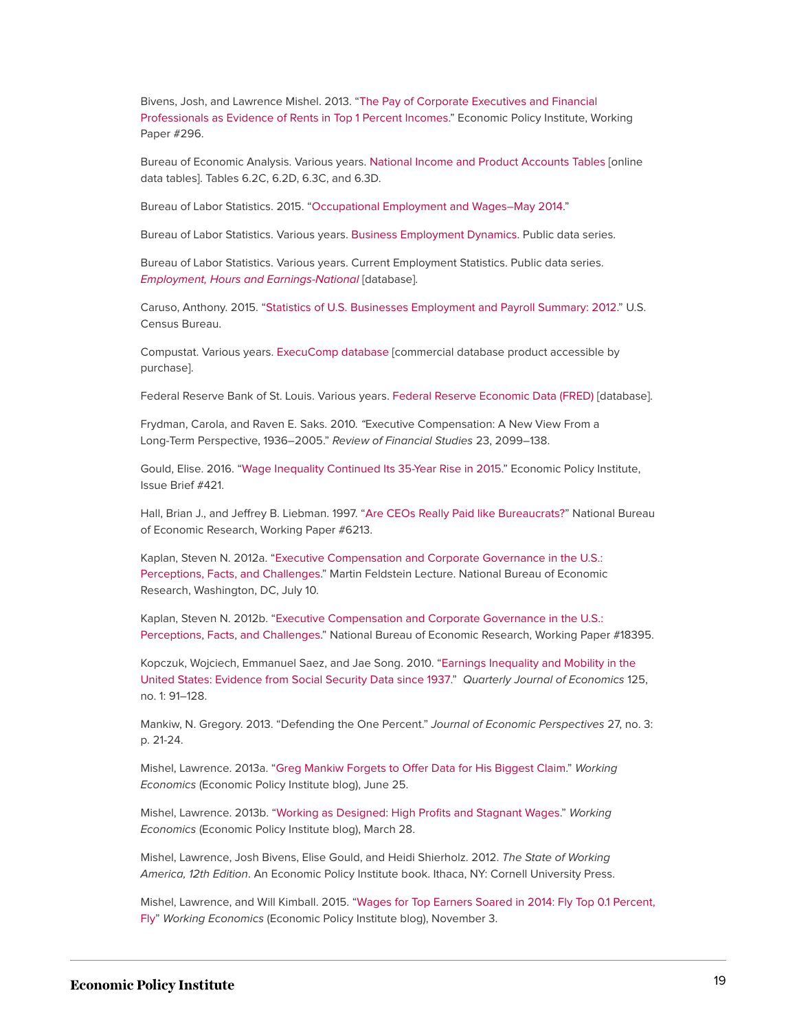Bivens, Josh, and Lawrence Mishel. 2013. "The Pay of Corporate Executives and Financial Professionals as Evidence of Rents in Top 1 Percent Incomes." Economic Policy Institute, Working Paper #296.

Bureau of Economic Analysis. Various years. National Income and Product Accounts Tables [online data tables]. Tables 6.2C, 6.2D, 6.3C, and 6.3D.

Bureau of Labor Statistics. 2015. "Occupational Employment and Wages–May 2014."

Bureau of Labor Statistics. Various years. Business Employment Dynamics. Public data series.

Bureau of Labor Statistics. Various years. Current Employment Statistics. Public data series. *Employment, Hours and Earnings-National* [database].

Caruso, Anthony. 2015. "Statistics of U.S. Businesses Employment and Payroll Summary: 2012." U.S. Census Bureau.

Compustat. Various years. ExecuComp database [commercial database product accessible by purchase].

Federal Reserve Bank of St. Louis. Various years. Federal Reserve Economic Data (FRED) [database].

Frydman, Carola, and Raven E. Saks. 2010. "Executive Compensation: A New View From a Long-Term Perspective, 1936–2005." *Review of Financial Studies* 23, 2099–138.

Gould, Elise. 2016. "Wage Inequality Continued Its 35-Year Rise in 2015." Economic Policy Institute, Issue Brief #421.

Hall, Brian J., and Jeffrey B. Liebman. 1997. "Are CEOs Really Paid like Bureaucrats?" National Bureau of Economic Research, Working Paper #6213.

Kaplan, Steven N. 2012a. "Executive Compensation and Corporate Governance in the U.S.: Perceptions, Facts, and Challenges." Martin Feldstein Lecture. National Bureau of Economic Research, Washington, DC, July 10.

Kaplan, Steven N. 2012b. "Executive Compensation and Corporate Governance in the U.S.: Perceptions, Facts, and Challenges." National Bureau of Economic Research, Working Paper #18395.

Kopczuk, Wojciech, Emmanuel Saez, and Jae Song. 2010. "Earnings Inequality and Mobility in the United States: Evidence from Social Security Data since 1937." *Quarterly Journal of Economics* 125, no. 1: 91–128.

Mankiw, N. Gregory. 2013. "Defending the One Percent." *Journal of Economic Perspectives* 27, no. 3: p. 21-24.

Mishel, Lawrence. 2013a. "Greg Mankiw Forgets to Offer Data for His Biggest Claim." *Working Economics* (Economic Policy Institute blog), June 25.

Mishel, Lawrence. 2013b. "Working as Designed: High Profits and Stagnant Wages." *Working Economics* (Economic Policy Institute blog), March 28.

Mishel, Lawrence, Josh Bivens, Elise Gould, and Heidi Shierholz. 2012. *The State of Working America, 12th Edition*. An Economic Policy Institute book. Ithaca, NY: Cornell University Press.

Mishel, Lawrence, and Will Kimball. 2015. "Wages for Top Earners Soared in 2014: Fly Top 0.1 Percent, Fly" *Working Economics* (Economic Policy Institute blog), November 3.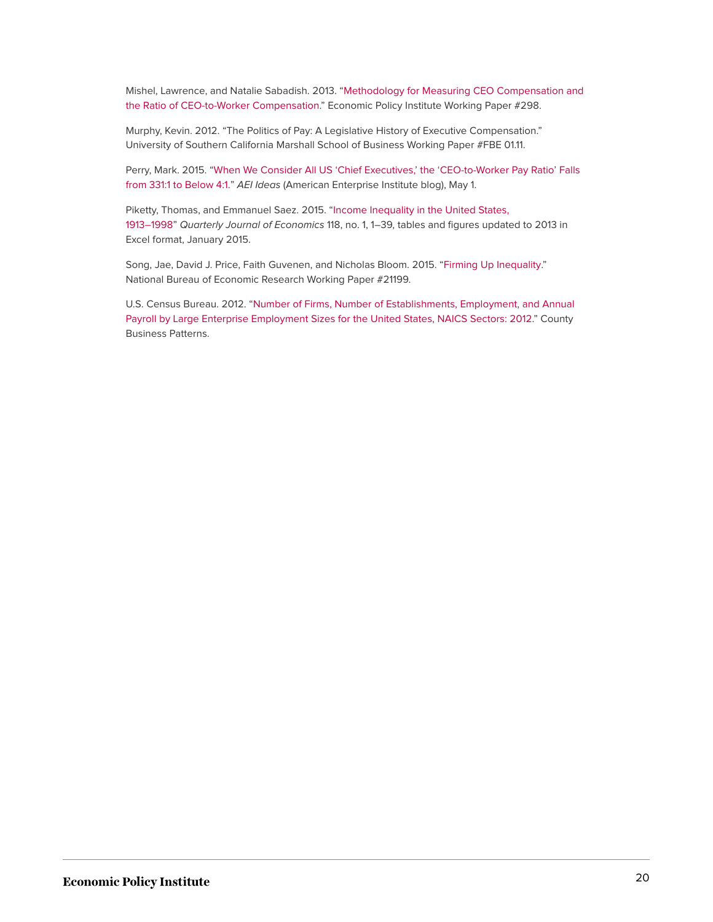Mishel, Lawrence, and Natalie Sabadish. 2013. "Methodology for Measuring CEO Compensation and the Ratio of CEO-to-Worker Compensation." Economic Policy Institute Working Paper #298.

Murphy, Kevin. 2012. "The Politics of Pay: A Legislative History of Executive Compensation." University of Southern California Marshall School of Business Working Paper #FBE 01.11.

Perry, Mark. 2015. "When We Consider All US 'Chief Executives,' the 'CEO-to-Worker Pay Ratio' Falls from 331:1 to Below 4:1." *AEI Ideas* (American Enterprise Institute blog), May 1.

Piketty, Thomas, and Emmanuel Saez. 2015. "Income Inequality in the United States, 1913–1998" *Quarterly Journal of Economics* 118, no. 1, 1–39, tables and figures updated to 2013 in Excel format, January 2015.

Song, Jae, David J. Price, Faith Guvenen, and Nicholas Bloom. 2015. "Firming Up Inequality." National Bureau of Economic Research Working Paper #21199.

U.S. Census Bureau. 2012. "Number of Firms, Number of Establishments, Employment, and Annual Payroll by Large Enterprise Employment Sizes for the United States, NAICS Sectors: 2012." County Business Patterns.